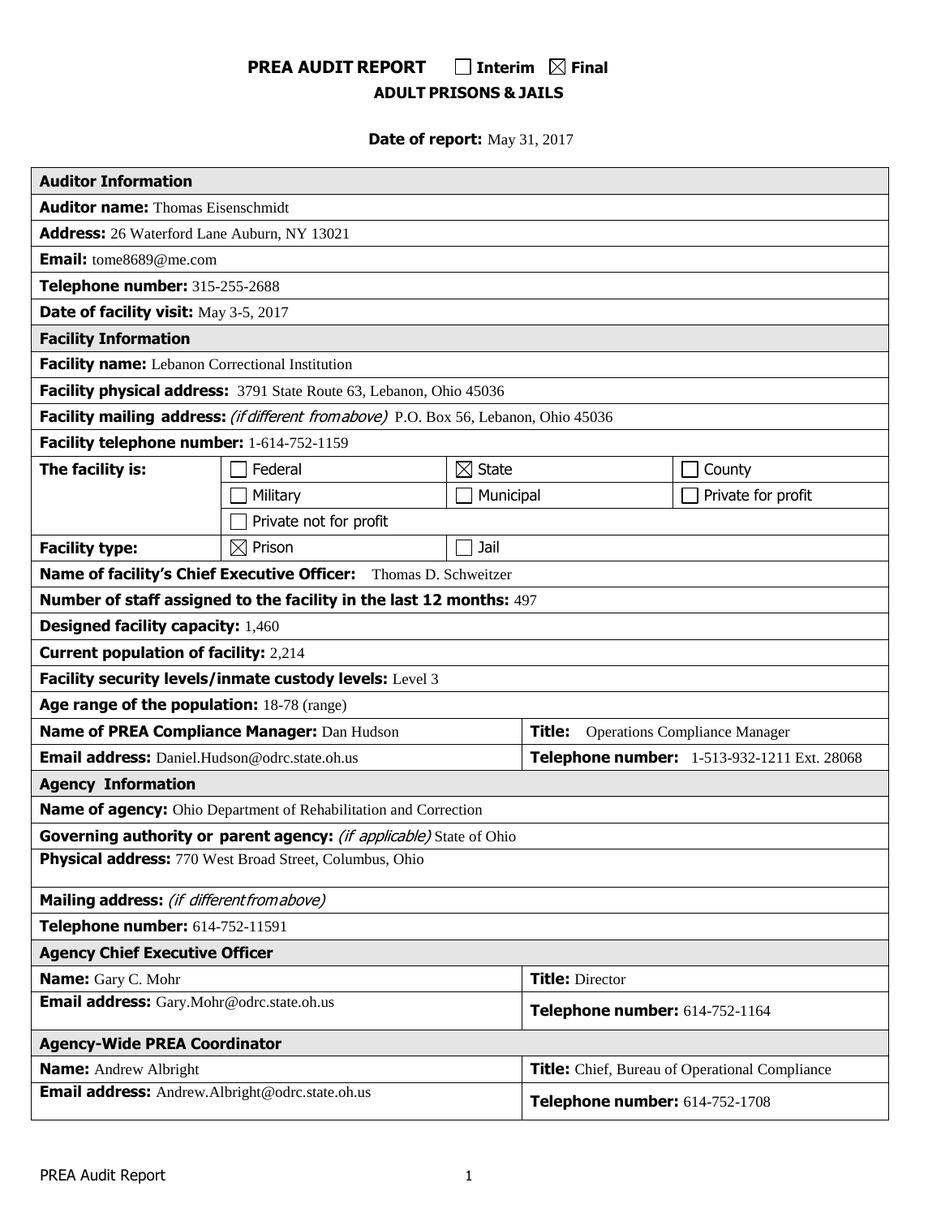# PREA AUDIT REPORT ☐ Interim ☒ Final

## ADULT PRISONS & JAILS

**Date of report:** May 31, 2017

| **Auditor Information** | | | |
|---|---|---|---|
| **Auditor name:** Thomas Eisenschmidt | | | |
| **Address:** 26 Waterford Lane Auburn, NY 13021 | | | |
| **Email:** tome8689@me.com | | | |
| **Telephone number:** 315-255-2688 | | | |
| **Date of facility visit:** May 3-5, 2017 | | | |
| **Facility Information** | | | |
| **Facility name:** Lebanon Correctional Institution | | | |
| **Facility physical address:** 3791 State Route 63, Lebanon, Ohio 45036 | | | |
| **Facility mailing address:** *(if different from above)* P.O. Box 56, Lebanon, Ohio 45036 | | | |
| **Facility telephone number:** 1-614-752-1159 | | | |
| **The facility is:** | ☐ Federal | ☒ State | ☐ County |
| | ☐ Military | ☐ Municipal | ☐ Private for profit |
| | ☐ Private not for profit | | |
| **Facility type:** | ☒ Prison | ☐ Jail | |
| **Name of facility's Chief Executive Officer:** Thomas D. Schweitzer | | | |
| **Number of staff assigned to the facility in the last 12 months:** 497 | | | |
| **Designed facility capacity:** 1,460 | | | |
| **Current population of facility:** 2,214 | | | |
| **Facility security levels/inmate custody levels:** Level 3 | | | |
| **Age range of the population:** 18-78 (range) | | | |
| **Name of PREA Compliance Manager:** Dan Hudson | | **Title:** Operations Compliance Manager | |
| **Email address:** Daniel.Hudson@odrc.state.oh.us | | **Telephone number:** 1-513-932-1211 Ext. 28068 | |
| **Agency Information** | | | |
| **Name of agency:** Ohio Department of Rehabilitation and Correction | | | |
| **Governing authority or parent agency:** *(if applicable)* State of Ohio | | | |
| **Physical address:** 770 West Broad Street, Columbus, Ohio | | | |
| **Mailing address:** *(if different from above)* | | | |
| **Telephone number:** 614-752-11591 | | | |
| **Agency Chief Executive Officer** | | | |
| **Name:** Gary C. Mohr | | **Title:** Director | |
| **Email address:** Gary.Mohr@odrc.state.oh.us | | **Telephone number:** 614-752-1164 | |
| **Agency-Wide PREA Coordinator** | | | |
| **Name:** Andrew Albright | | **Title:** Chief, Bureau of Operational Compliance | |
| **Email address:** Andrew.Albright@odrc.state.oh.us | | **Telephone number:** 614-752-1708 | |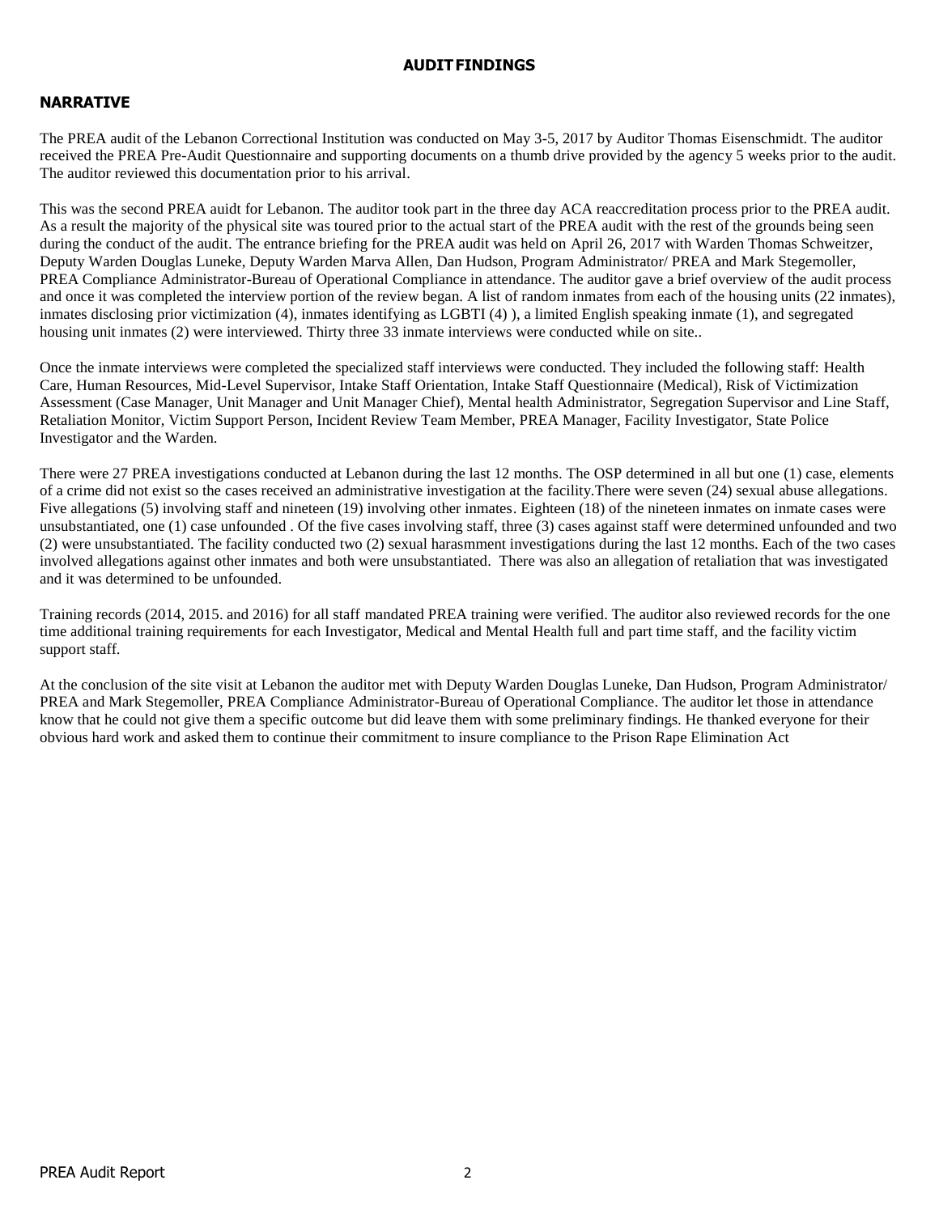# AUDIT FINDINGS

## NARRATIVE

The PREA audit of the Lebanon Correctional Institution was conducted on May 3-5, 2017 by Auditor Thomas Eisenschmidt. The auditor received the PREA Pre-Audit Questionnaire and supporting documents on a thumb drive provided by the agency 5 weeks prior to the audit. The auditor reviewed this documentation prior to his arrival.

This was the second PREA auidt for Lebanon. The auditor took part in the three day ACA reaccreditation process prior to the PREA audit. As a result the majority of the physical site was toured prior to the actual start of the PREA audit with the rest of the grounds being seen during the conduct of the audit. The entrance briefing for the PREA audit was held on April 26, 2017 with Warden Thomas Schweitzer, Deputy Warden Douglas Luneke, Deputy Warden Marva Allen, Dan Hudson, Program Administrator/ PREA and Mark Stegemoller, PREA Compliance Administrator-Bureau of Operational Compliance in attendance. The auditor gave a brief overview of the audit process and once it was completed the interview portion of the review began. A list of random inmates from each of the housing units (22 inmates), inmates disclosing prior victimization (4), inmates identifying as LGBTI (4) ), a limited English speaking inmate (1), and segregated housing unit inmates (2) were interviewed. Thirty three 33 inmate interviews were conducted while on site..

Once the inmate interviews were completed the specialized staff interviews were conducted. They included the following staff: Health Care, Human Resources, Mid-Level Supervisor, Intake Staff Orientation, Intake Staff Questionnaire (Medical), Risk of Victimization Assessment (Case Manager, Unit Manager and Unit Manager Chief), Mental health Administrator, Segregation Supervisor and Line Staff, Retaliation Monitor, Victim Support Person, Incident Review Team Member, PREA Manager, Facility Investigator, State Police Investigator and the Warden.

There were 27 PREA investigations conducted at Lebanon during the last 12 months. The OSP determined in all but one (1) case, elements of a crime did not exist so the cases received an administrative investigation at the facility.There were seven (24) sexual abuse allegations. Five allegations (5) involving staff and nineteen (19) involving other inmates. Eighteen (18) of the nineteen inmates on inmate cases were unsubstantiated, one (1) case unfounded . Of the five cases involving staff, three (3) cases against staff were determined unfounded and two (2) were unsubstantiated. The facility conducted two (2) sexual harasmment investigations during the last 12 months. Each of the two cases involved allegations against other inmates and both were unsubstantiated. There was also an allegation of retaliation that was investigated and it was determined to be unfounded.

Training records (2014, 2015. and 2016) for all staff mandated PREA training were verified. The auditor also reviewed records for the one time additional training requirements for each Investigator, Medical and Mental Health full and part time staff, and the facility victim support staff.

At the conclusion of the site visit at Lebanon the auditor met with Deputy Warden Douglas Luneke, Dan Hudson, Program Administrator/ PREA and Mark Stegemoller, PREA Compliance Administrator-Bureau of Operational Compliance. The auditor let those in attendance know that he could not give them a specific outcome but did leave them with some preliminary findings. He thanked everyone for their obvious hard work and asked them to continue their commitment to insure compliance to the Prison Rape Elimination Act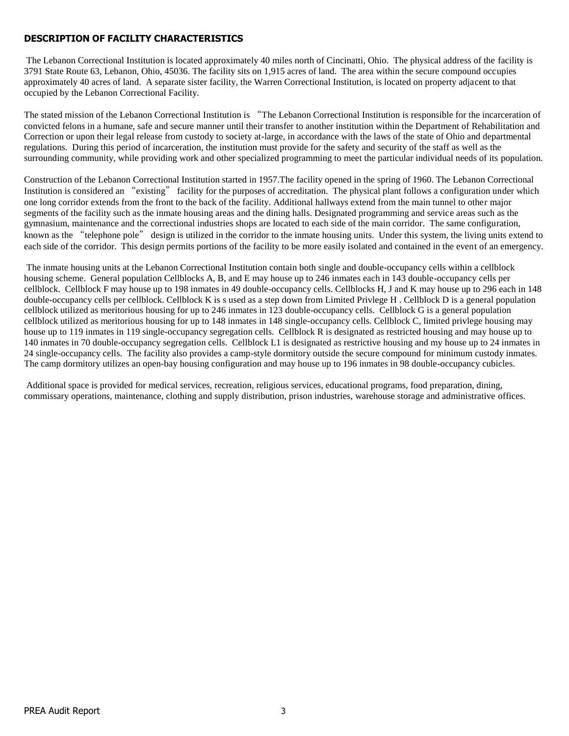## DESCRIPTION OF FACILITY CHARACTERISTICS

The Lebanon Correctional Institution is located approximately 40 miles north of Cincinatti, Ohio. The physical address of the facility is 3791 State Route 63, Lebanon, Ohio, 45036. The facility sits on 1,915 acres of land. The area within the secure compound occupies approximately 40 acres of land. A separate sister facility, the Warren Correctional Institution, is located on property adjacent to that occupied by the Lebanon Correctional Facility.

The stated mission of the Lebanon Correctional Institution is "The Lebanon Correctional Institution is responsible for the incarceration of convicted felons in a humane, safe and secure manner until their transfer to another institution within the Department of Rehabilitation and Correction or upon their legal release from custody to society at-large, in accordance with the laws of the state of Ohio and departmental regulations. During this period of incarceration, the institution must provide for the safety and security of the staff as well as the surrounding community, while providing work and other specialized programming to meet the particular individual needs of its population.

Construction of the Lebanon Correctional Institution started in 1957.The facility opened in the spring of 1960. The Lebanon Correctional Institution is considered an "existing" facility for the purposes of accreditation. The physical plant follows a configuration under which one long corridor extends from the front to the back of the facility. Additional hallways extend from the main tunnel to other major segments of the facility such as the inmate housing areas and the dining halls. Designated programming and service areas such as the gymnasium, maintenance and the correctional industries shops are located to each side of the main corridor. The same configuration, known as the "telephone pole" design is utilized in the corridor to the inmate housing units. Under this system, the living units extend to each side of the corridor. This design permits portions of the facility to be more easily isolated and contained in the event of an emergency.

The inmate housing units at the Lebanon Correctional Institution contain both single and double-occupancy cells within a cellblock housing scheme. General population Cellblocks A, B, and E may house up to 246 inmates each in 143 double-occupancy cells per cellblock. Cellblock F may house up to 198 inmates in 49 double-occupancy cells. Cellblocks H, J and K may house up to 296 each in 148 double-occupancy cells per cellblock. Cellblock K is s used as a step down from Limited Privlege H . Cellblock D is a general population cellblock utilized as meritorious housing for up to 246 inmates in 123 double-occupancy cells. Cellblock G is a general population cellblock utilized as meritorious housing for up to 148 inmates in 148 single-occupancy cells. Cellblock C, limited privlege housing may house up to 119 inmates in 119 single-occupancy segregation cells. Cellblock R is designated as restricted housing and may house up to 140 inmates in 70 double-occupancy segregation cells. Cellblock L1 is designated as restrictive housing and my house up to 24 inmates in 24 single-occupancy cells. The facility also provides a camp-style dormitory outside the secure compound for minimum custody inmates. The camp dormitory utilizes an open-bay housing configuration and may house up to 196 inmates in 98 double-occupancy cubicles.

Additional space is provided for medical services, recreation, religious services, educational programs, food preparation, dining, commissary operations, maintenance, clothing and supply distribution, prison industries, warehouse storage and administrative offices.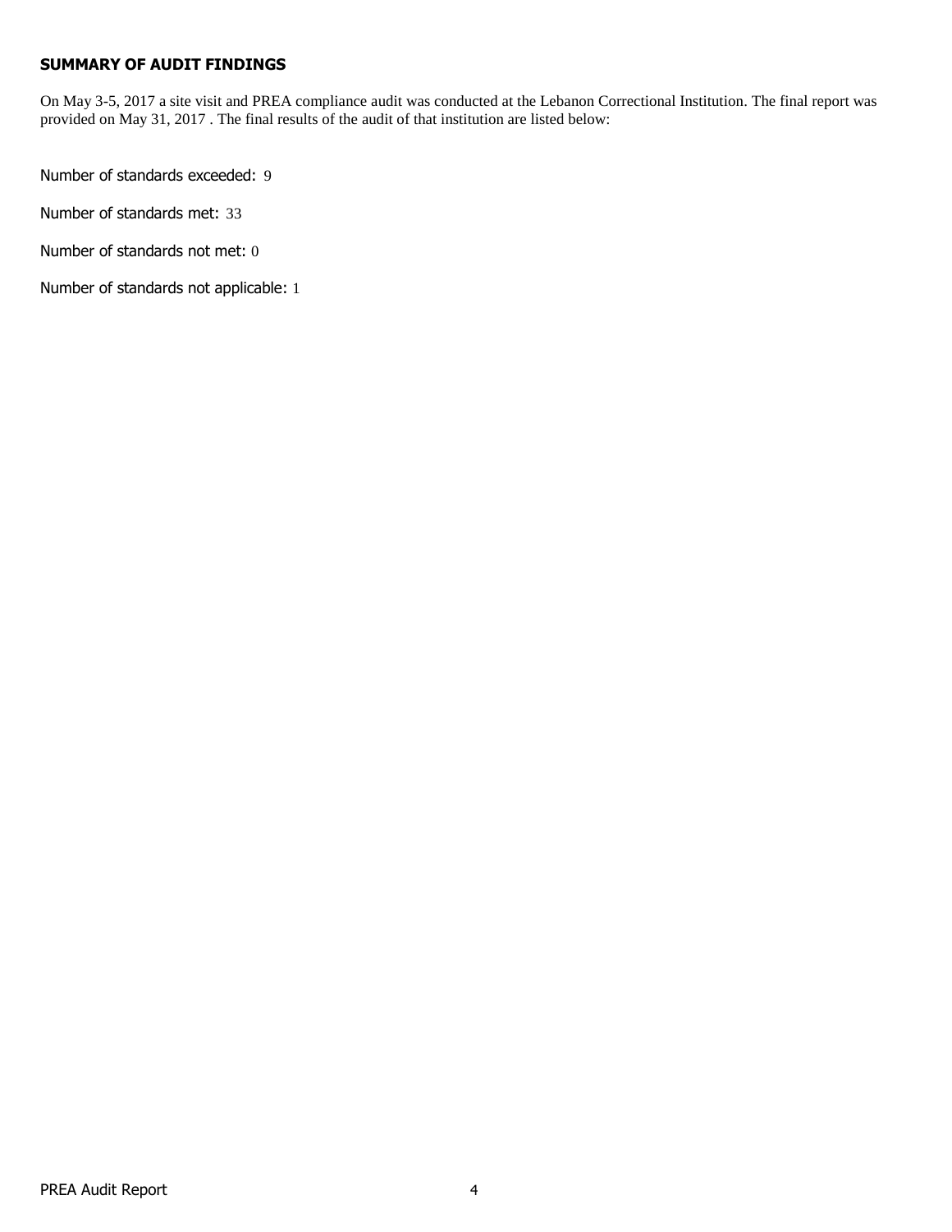**SUMMARY OF AUDIT FINDINGS**

On May 3-5, 2017 a site visit and PREA compliance audit was conducted at the Lebanon Correctional Institution. The final report was provided on May 31, 2017 . The final results of the audit of that institution are listed below:

Number of standards exceeded: 9

Number of standards met: 33

Number of standards not met: 0

Number of standards not applicable: 1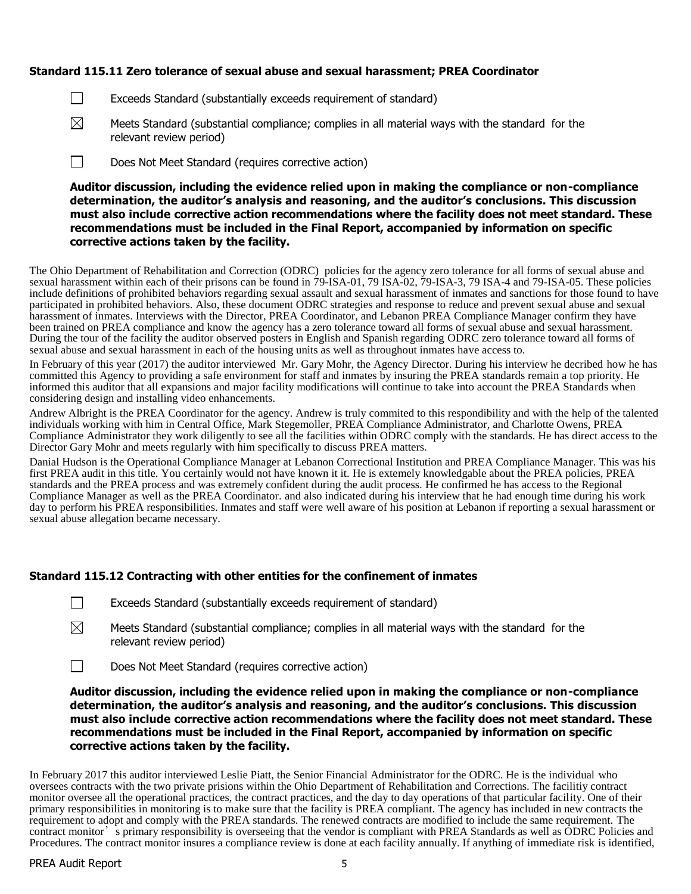### Standard 115.11 Zero tolerance of sexual abuse and sexual harassment; PREA Coordinator

☐ Exceeds Standard (substantially exceeds requirement of standard)

☒ Meets Standard (substantial compliance; complies in all material ways with the standard for the relevant review period)

☐ Does Not Meet Standard (requires corrective action)

**Auditor discussion, including the evidence relied upon in making the compliance or non-compliance determination, the auditor's analysis and reasoning, and the auditor's conclusions. This discussion must also include corrective action recommendations where the facility does not meet standard. These recommendations must be included in the Final Report, accompanied by information on specific corrective actions taken by the facility.**

The Ohio Department of Rehabilitation and Correction (ODRC) policies for the agency zero tolerance for all forms of sexual abuse and sexual harassment within each of their prisons can be found in 79-ISA-01, 79 ISA-02, 79-ISA-3, 79 ISA-4 and 79-ISA-05. These policies include definitions of prohibited behaviors regarding sexual assault and sexual harassment of inmates and sanctions for those found to have participated in prohibited behaviors. Also, these document ODRC strategies and response to reduce and prevent sexual abuse and sexual harassment of inmates. Interviews with the Director, PREA Coordinator, and Lebanon PREA Compliance Manager confirm they have been trained on PREA compliance and know the agency has a zero tolerance toward all forms of sexual abuse and sexual harassment. During the tour of the facility the auditor observed posters in English and Spanish regarding ODRC zero tolerance toward all forms of sexual abuse and sexual harassment in each of the housing units as well as throughout inmates have access to.

In February of this year (2017) the auditor interviewed Mr. Gary Mohr, the Agency Director. During his interview he decribed how he has committed this Agency to providing a safe environment for staff and inmates by insuring the PREA standards remain a top priority. He informed this auditor that all expansions and major facility modifications will continue to take into account the PREA Standards when considering design and installing video enhancements.

Andrew Albright is the PREA Coordinator for the agency. Andrew is truly commited to this respondibility and with the help of the talented individuals working with him in Central Office, Mark Stegemoller, PREA Compliance Administrator, and Charlotte Owens, PREA Compliance Administrator they work diligently to see all the facilities within ODRC comply with the standards. He has direct access to the Director Gary Mohr and meets regularly with him specifically to discuss PREA matters.

Danial Hudson is the Operational Compliance Manager at Lebanon Correctional Institution and PREA Compliance Manager. This was his first PREA audit in this title. You certainly would not have known it it. He is extemely knowledgable about the PREA policies, PREA standards and the PREA process and was extremely confident during the audit process. He confirmed he has access to the Regional Compliance Manager as well as the PREA Coordinator. and also indicated during his interview that he had enough time during his work day to perform his PREA responsibilities. Inmates and staff were well aware of his position at Lebanon if reporting a sexual harassment or sexual abuse allegation became necessary.

### Standard 115.12 Contracting with other entities for the confinement of inmates

☐ Exceeds Standard (substantially exceeds requirement of standard)

☒ Meets Standard (substantial compliance; complies in all material ways with the standard for the relevant review period)

☐ Does Not Meet Standard (requires corrective action)

**Auditor discussion, including the evidence relied upon in making the compliance or non-compliance determination, the auditor's analysis and reasoning, and the auditor's conclusions. This discussion must also include corrective action recommendations where the facility does not meet standard. These recommendations must be included in the Final Report, accompanied by information on specific corrective actions taken by the facility.**

In February 2017 this auditor interviewed Leslie Piatt, the Senior Financial Administrator for the ODRC. He is the individual who oversees contracts with the two private prisions within the Ohio Department of Rehabilitation and Corrections. The facilitiy contract monitor oversee all the operational practices, the contract practices, and the day to day operations of that particular facility. One of their primary responsibilities in monitoring is to make sure that the facility is PREA compliant. The agency has included in new contracts the requirement to adopt and comply with the PREA standards. The renewed contracts are modified to include the same requirement. The contract monitor's primary responsibility is overseeing that the vendor is compliant with PREA Standards as well as ODRC Policies and Procedures. The contract monitor insures a compliance review is done at each facility annually. If anything of immediate risk is identified,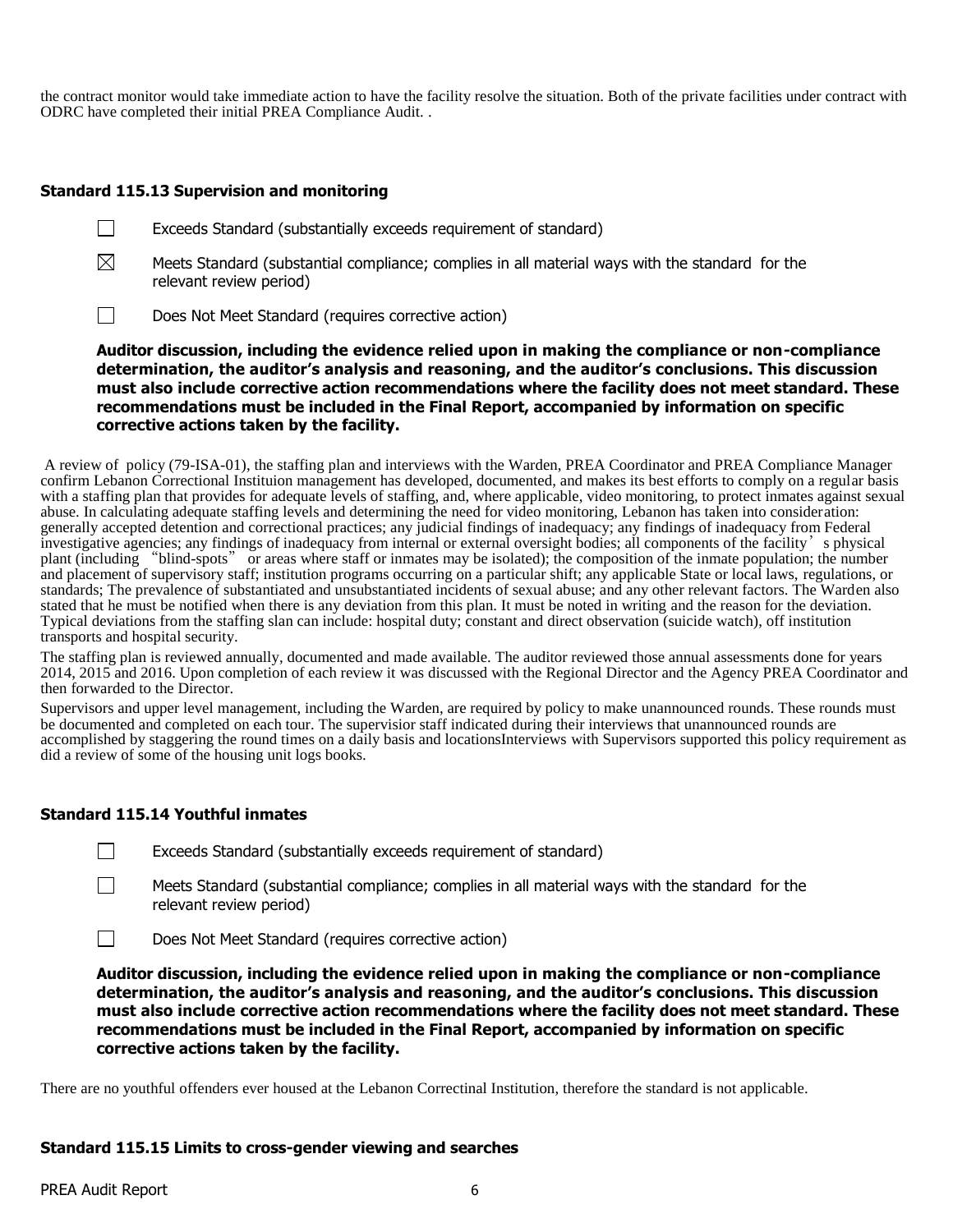the contract monitor would take immediate action to have the facility resolve the situation. Both of the private facilities under contract with ODRC have completed their initial PREA Compliance Audit. .

### Standard 115.13 Supervision and monitoring

☐ Exceeds Standard (substantially exceeds requirement of standard)

☒ Meets Standard (substantial compliance; complies in all material ways with the standard for the relevant review period)

☐ Does Not Meet Standard (requires corrective action)

**Auditor discussion, including the evidence relied upon in making the compliance or non-compliance determination, the auditor's analysis and reasoning, and the auditor's conclusions. This discussion must also include corrective action recommendations where the facility does not meet standard. These recommendations must be included in the Final Report, accompanied by information on specific corrective actions taken by the facility.**

A review of policy (79-ISA-01), the staffing plan and interviews with the Warden, PREA Coordinator and PREA Compliance Manager confirm Lebanon Correctional Instituion management has developed, documented, and makes its best efforts to comply on a regular basis with a staffing plan that provides for adequate levels of staffing, and, where applicable, video monitoring, to protect inmates against sexual abuse. In calculating adequate staffing levels and determining the need for video monitoring, Lebanon has taken into consideration: generally accepted detention and correctional practices; any judicial findings of inadequacy; any findings of inadequacy from Federal investigative agencies; any findings of inadequacy from internal or external oversight bodies; all components of the facility's physical plant (including "blind-spots" or areas where staff or inmates may be isolated); the composition of the inmate population; the number and placement of supervisory staff; institution programs occurring on a particular shift; any applicable State or local laws, regulations, or standards; The prevalence of substantiated and unsubstantiated incidents of sexual abuse; and any other relevant factors. The Warden also stated that he must be notified when there is any deviation from this plan. It must be noted in writing and the reason for the deviation. Typical deviations from the staffing slan can include: hospital duty; constant and direct observation (suicide watch), off institution transports and hospital security.

The staffing plan is reviewed annually, documented and made available. The auditor reviewed those annual assessments done for years 2014, 2015 and 2016. Upon completion of each review it was discussed with the Regional Director and the Agency PREA Coordinator and then forwarded to the Director.

Supervisors and upper level management, including the Warden, are required by policy to make unannounced rounds. These rounds must be documented and completed on each tour. The supervisior staff indicated during their interviews that unannounced rounds are accomplished by staggering the round times on a daily basis and locationsInterviews with Supervisors supported this policy requirement as did a review of some of the housing unit logs books.

### Standard 115.14 Youthful inmates

☐ Exceeds Standard (substantially exceeds requirement of standard)

☐ Meets Standard (substantial compliance; complies in all material ways with the standard for the relevant review period)

☐ Does Not Meet Standard (requires corrective action)

**Auditor discussion, including the evidence relied upon in making the compliance or non-compliance determination, the auditor's analysis and reasoning, and the auditor's conclusions. This discussion must also include corrective action recommendations where the facility does not meet standard. These recommendations must be included in the Final Report, accompanied by information on specific corrective actions taken by the facility.**

There are no youthful offenders ever housed at the Lebanon Correctinal Institution, therefore the standard is not applicable.

### Standard 115.15 Limits to cross-gender viewing and searches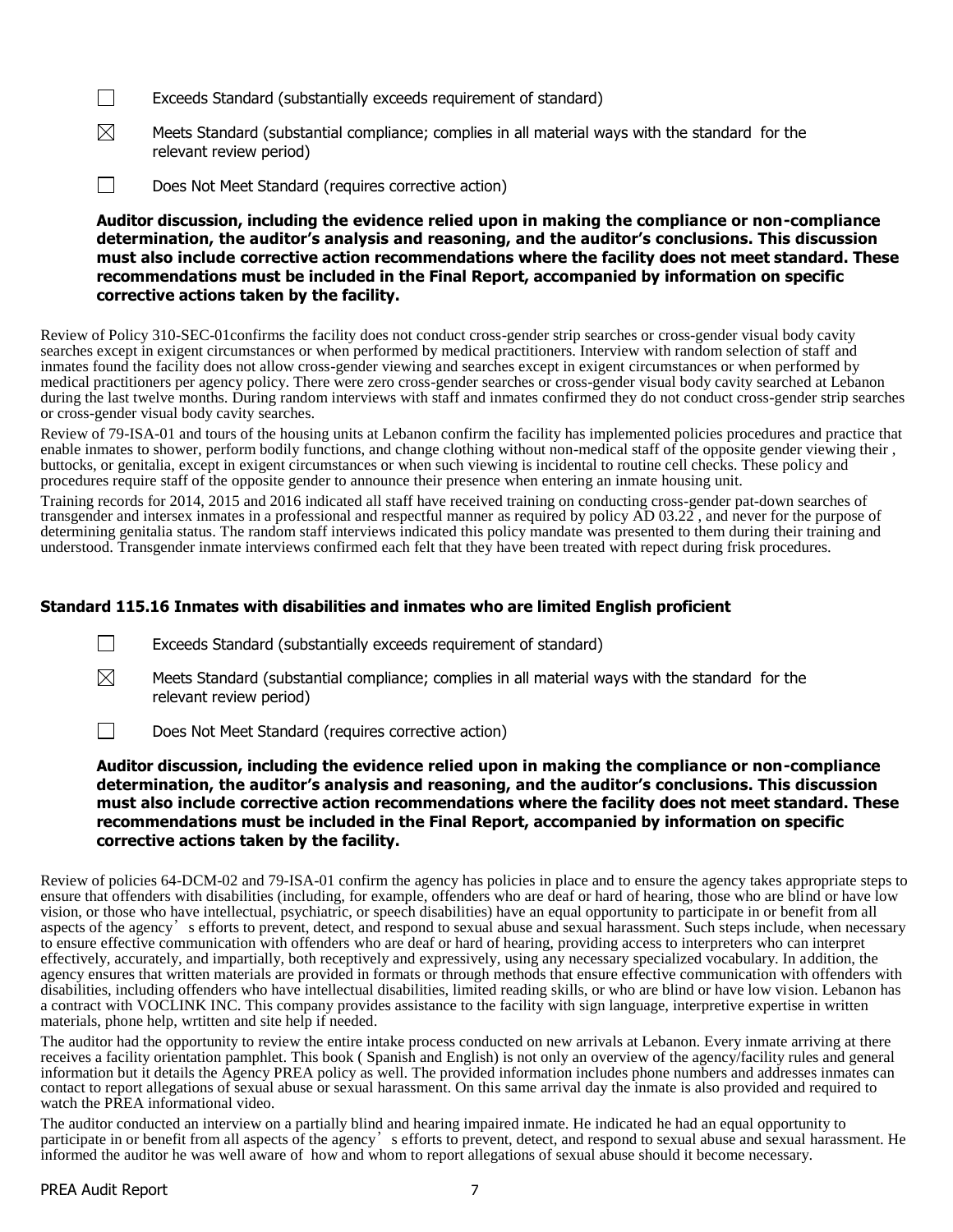☐ Exceeds Standard (substantially exceeds requirement of standard)

☒ Meets Standard (substantial compliance; complies in all material ways with the standard for the relevant review period)

☐ Does Not Meet Standard (requires corrective action)

**Auditor discussion, including the evidence relied upon in making the compliance or non-compliance determination, the auditor's analysis and reasoning, and the auditor's conclusions. This discussion must also include corrective action recommendations where the facility does not meet standard. These recommendations must be included in the Final Report, accompanied by information on specific corrective actions taken by the facility.**

Review of Policy 310-SEC-01confirms the facility does not conduct cross-gender strip searches or cross-gender visual body cavity searches except in exigent circumstances or when performed by medical practitioners. Interview with random selection of staff and inmates found the facility does not allow cross-gender viewing and searches except in exigent circumstances or when performed by medical practitioners per agency policy. There were zero cross-gender searches or cross-gender visual body cavity searched at Lebanon during the last twelve months. During random interviews with staff and inmates confirmed they do not conduct cross-gender strip searches or cross-gender visual body cavity searches.

Review of 79-ISA-01 and tours of the housing units at Lebanon confirm the facility has implemented policies procedures and practice that enable inmates to shower, perform bodily functions, and change clothing without non-medical staff of the opposite gender viewing their , buttocks, or genitalia, except in exigent circumstances or when such viewing is incidental to routine cell checks. These policy and procedures require staff of the opposite gender to announce their presence when entering an inmate housing unit.

Training records for 2014, 2015 and 2016 indicated all staff have received training on conducting cross-gender pat-down searches of transgender and intersex inmates in a professional and respectful manner as required by policy AD 03.22 , and never for the purpose of determining genitalia status. The random staff interviews indicated this policy mandate was presented to them during their training and understood. Transgender inmate interviews confirmed each felt that they have been treated with repect during frisk procedures.

### Standard 115.16 Inmates with disabilities and inmates who are limited English proficient

☐ Exceeds Standard (substantially exceeds requirement of standard)

☒ Meets Standard (substantial compliance; complies in all material ways with the standard for the relevant review period)

☐ Does Not Meet Standard (requires corrective action)

**Auditor discussion, including the evidence relied upon in making the compliance or non-compliance determination, the auditor's analysis and reasoning, and the auditor's conclusions. This discussion must also include corrective action recommendations where the facility does not meet standard. These recommendations must be included in the Final Report, accompanied by information on specific corrective actions taken by the facility.**

Review of policies 64-DCM-02 and 79-ISA-01 confirm the agency has policies in place and to ensure the agency takes appropriate steps to ensure that offenders with disabilities (including, for example, offenders who are deaf or hard of hearing, those who are blind or have low vision, or those who have intellectual, psychiatric, or speech disabilities) have an equal opportunity to participate in or benefit from all aspects of the agency's efforts to prevent, detect, and respond to sexual abuse and sexual harassment. Such steps include, when necessary to ensure effective communication with offenders who are deaf or hard of hearing, providing access to interpreters who can interpret effectively, accurately, and impartially, both receptively and expressively, using any necessary specialized vocabulary. In addition, the agency ensures that written materials are provided in formats or through methods that ensure effective communication with offenders with disabilities, including offenders who have intellectual disabilities, limited reading skills, or who are blind or have low vision. Lebanon has a contract with VOCLINK INC. This company provides assistance to the facility with sign language, interpretive expertise in written materials, phone help, wrtitten and site help if needed.

The auditor had the opportunity to review the entire intake process conducted on new arrivals at Lebanon. Every inmate arriving at there receives a facility orientation pamphlet. This book ( Spanish and English) is not only an overview of the agency/facility rules and general information but it details the Agency PREA policy as well. The provided information includes phone numbers and addresses inmates can contact to report allegations of sexual abuse or sexual harassment. On this same arrival day the inmate is also provided and required to watch the PREA informational video.

The auditor conducted an interview on a partially blind and hearing impaired inmate. He indicated he had an equal opportunity to participate in or benefit from all aspects of the agency's efforts to prevent, detect, and respond to sexual abuse and sexual harassment. He informed the auditor he was well aware of how and whom to report allegations of sexual abuse should it become necessary.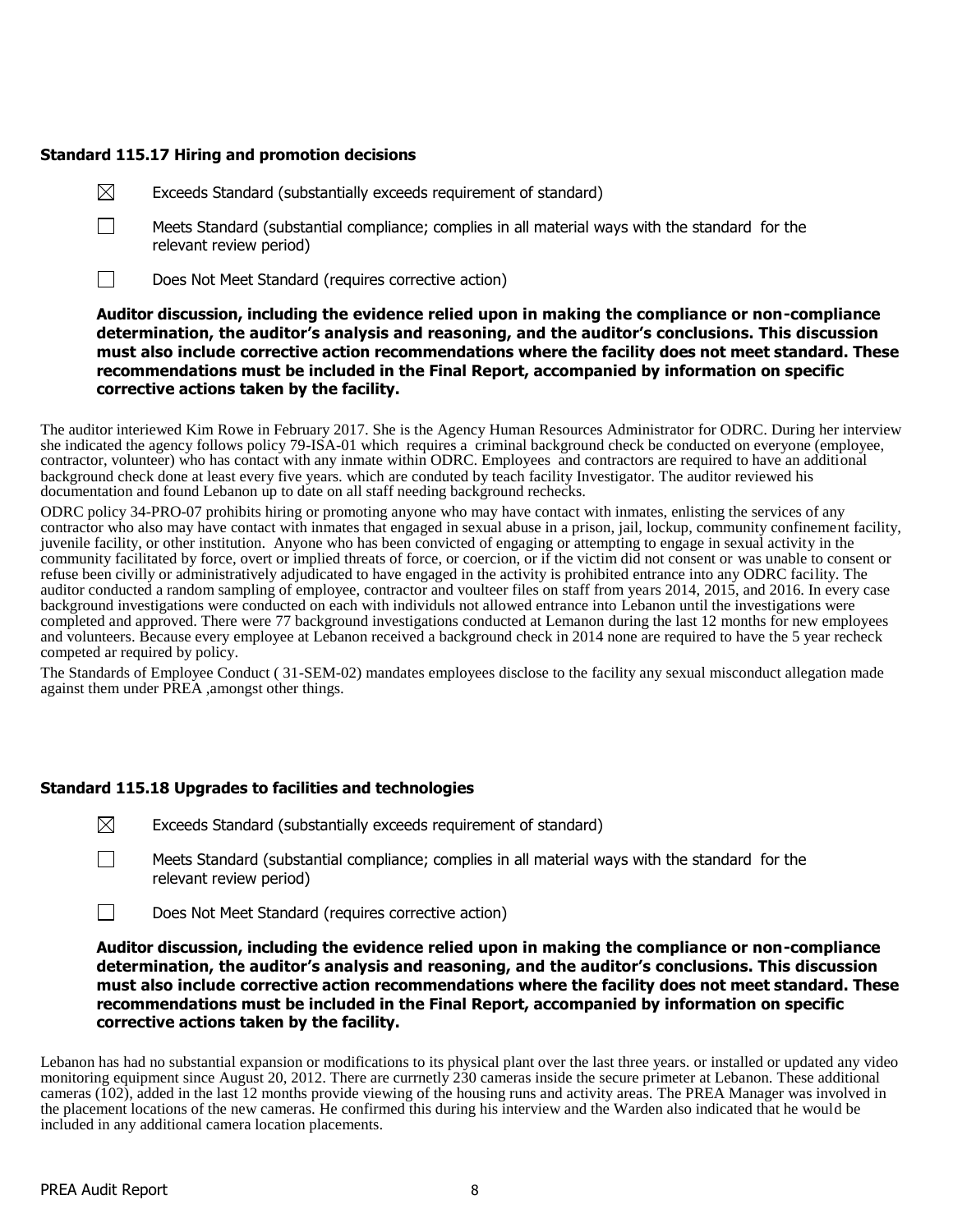**Standard 115.17 Hiring and promotion decisions**

☒ Exceeds Standard (substantially exceeds requirement of standard)

☐ Meets Standard (substantial compliance; complies in all material ways with the standard for the relevant review period)

☐ Does Not Meet Standard (requires corrective action)

**Auditor discussion, including the evidence relied upon in making the compliance or non-compliance determination, the auditor's analysis and reasoning, and the auditor's conclusions. This discussion must also include corrective action recommendations where the facility does not meet standard. These recommendations must be included in the Final Report, accompanied by information on specific corrective actions taken by the facility.**

The auditor interiewed Kim Rowe in February 2017. She is the Agency Human Resources Administrator for ODRC. During her interview she indicated the agency follows policy 79-ISA-01 which requires a criminal background check be conducted on everyone (employee, contractor, volunteer) who has contact with any inmate within ODRC. Employees and contractors are required to have an additional background check done at least every five years. which are conduted by teach facility Investigator. The auditor reviewed his documentation and found Lebanon up to date on all staff needing background rechecks.

ODRC policy 34-PRO-07 prohibits hiring or promoting anyone who may have contact with inmates, enlisting the services of any contractor who also may have contact with inmates that engaged in sexual abuse in a prison, jail, lockup, community confinement facility, juvenile facility, or other institution. Anyone who has been convicted of engaging or attempting to engage in sexual activity in the community facilitated by force, overt or implied threats of force, or coercion, or if the victim did not consent or was unable to consent or refuse been civilly or administratively adjudicated to have engaged in the activity is prohibited entrance into any ODRC facility. The auditor conducted a random sampling of employee, contractor and voulteer files on staff from years 2014, 2015, and 2016. In every case background investigations were conducted on each with individuls not allowed entrance into Lebanon until the investigations were completed and approved. There were 77 background investigations conducted at Lemanon during the last 12 months for new employees and volunteers. Because every employee at Lebanon received a background check in 2014 none are required to have the 5 year recheck competed ar required by policy.

The Standards of Employee Conduct ( 31-SEM-02) mandates employees disclose to the facility any sexual misconduct allegation made against them under PREA ,amongst other things.

**Standard 115.18 Upgrades to facilities and technologies**

☒ Exceeds Standard (substantially exceeds requirement of standard)

☐ Meets Standard (substantial compliance; complies in all material ways with the standard for the relevant review period)

☐ Does Not Meet Standard (requires corrective action)

**Auditor discussion, including the evidence relied upon in making the compliance or non-compliance determination, the auditor's analysis and reasoning, and the auditor's conclusions. This discussion must also include corrective action recommendations where the facility does not meet standard. These recommendations must be included in the Final Report, accompanied by information on specific corrective actions taken by the facility.**

Lebanon has had no substantial expansion or modifications to its physical plant over the last three years. or installed or updated any video monitoring equipment since August 20, 2012. There are currnetly 230 cameras inside the secure primeter at Lebanon. These additional cameras (102), added in the last 12 months provide viewing of the housing runs and activity areas. The PREA Manager was involved in the placement locations of the new cameras. He confirmed this during his interview and the Warden also indicated that he would be included in any additional camera location placements.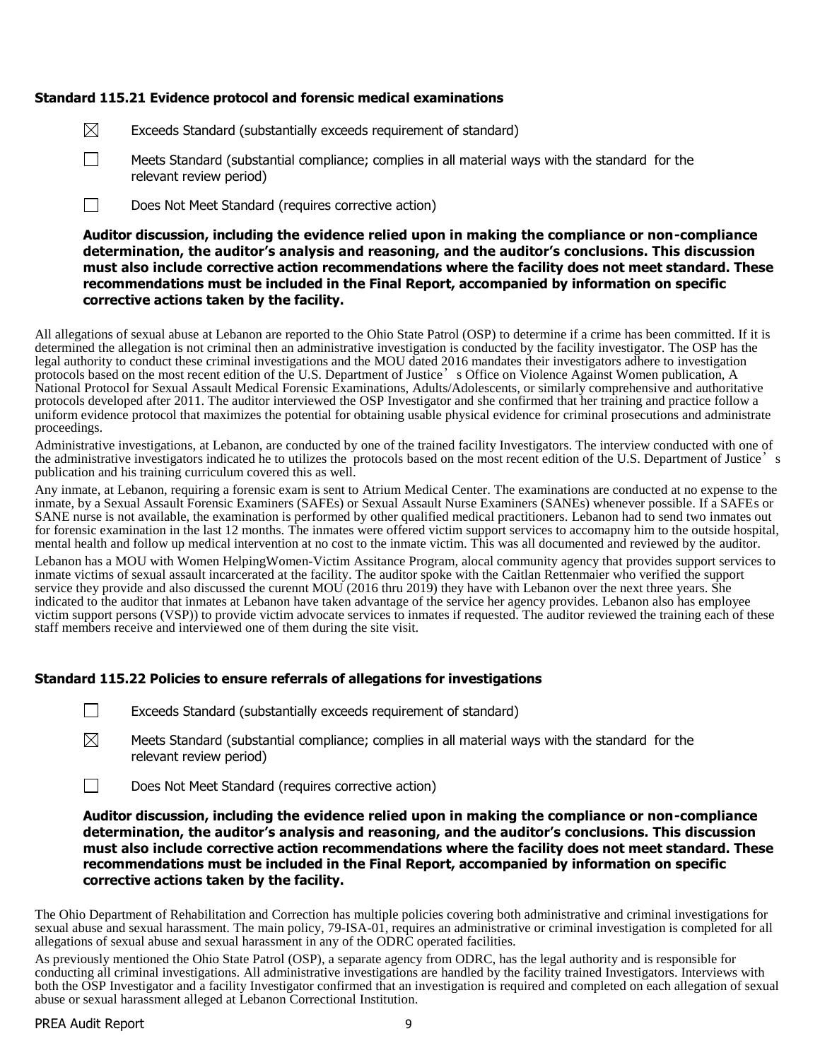### Standard 115.21 Evidence protocol and forensic medical examinations

☒ Exceeds Standard (substantially exceeds requirement of standard)

☐ Meets Standard (substantial compliance; complies in all material ways with the standard for the relevant review period)

☐ Does Not Meet Standard (requires corrective action)

**Auditor discussion, including the evidence relied upon in making the compliance or non-compliance determination, the auditor's analysis and reasoning, and the auditor's conclusions. This discussion must also include corrective action recommendations where the facility does not meet standard. These recommendations must be included in the Final Report, accompanied by information on specific corrective actions taken by the facility.**

All allegations of sexual abuse at Lebanon are reported to the Ohio State Patrol (OSP) to determine if a crime has been committed. If it is determined the allegation is not criminal then an administrative investigation is conducted by the facility investigator. The OSP has the legal authority to conduct these criminal investigations and the MOU dated 2016 mandates their investigators adhere to investigation protocols based on the most recent edition of the U.S. Department of Justice's Office on Violence Against Women publication, A National Protocol for Sexual Assault Medical Forensic Examinations, Adults/Adolescents, or similarly comprehensive and authoritative protocols developed after 2011. The auditor interviewed the OSP Investigator and she confirmed that her training and practice follow a uniform evidence protocol that maximizes the potential for obtaining usable physical evidence for criminal prosecutions and administrate proceedings.

Administrative investigations, at Lebanon, are conducted by one of the trained facility Investigators. The interview conducted with one of the administrative investigators indicated he to utilizes the protocols based on the most recent edition of the U.S. Department of Justice's publication and his training curriculum covered this as well.

Any inmate, at Lebanon, requiring a forensic exam is sent to Atrium Medical Center. The examinations are conducted at no expense to the inmate, by a Sexual Assault Forensic Examiners (SAFEs) or Sexual Assault Nurse Examiners (SANEs) whenever possible. If a SAFEs or SANE nurse is not available, the examination is performed by other qualified medical practitioners. Lebanon had to send two inmates out for forensic examination in the last 12 months. The inmates were offered victim support services to accomapny him to the outside hospital, mental health and follow up medical intervention at no cost to the inmate victim. This was all documented and reviewed by the auditor.

Lebanon has a MOU with Women HelpingWomen-Victim Assitance Program, alocal community agency that provides support services to inmate victims of sexual assault incarcerated at the facility. The auditor spoke with the Caitlan Rettenmaier who verified the support service they provide and also discussed the curennt MOU (2016 thru 2019) they have with Lebanon over the next three years. She indicated to the auditor that inmates at Lebanon have taken advantage of the service her agency provides. Lebanon also has employee victim support persons (VSP)) to provide victim advocate services to inmates if requested. The auditor reviewed the training each of these staff members receive and interviewed one of them during the site visit.

### Standard 115.22 Policies to ensure referrals of allegations for investigations

☐ Exceeds Standard (substantially exceeds requirement of standard)

☒ Meets Standard (substantial compliance; complies in all material ways with the standard for the relevant review period)

☐ Does Not Meet Standard (requires corrective action)

**Auditor discussion, including the evidence relied upon in making the compliance or non-compliance determination, the auditor's analysis and reasoning, and the auditor's conclusions. This discussion must also include corrective action recommendations where the facility does not meet standard. These recommendations must be included in the Final Report, accompanied by information on specific corrective actions taken by the facility.**

The Ohio Department of Rehabilitation and Correction has multiple policies covering both administrative and criminal investigations for sexual abuse and sexual harassment. The main policy, 79-ISA-01, requires an administrative or criminal investigation is completed for all allegations of sexual abuse and sexual harassment in any of the ODRC operated facilities.

As previously mentioned the Ohio State Patrol (OSP), a separate agency from ODRC, has the legal authority and is responsible for conducting all criminal investigations. All administrative investigations are handled by the facility trained Investigators. Interviews with both the OSP Investigator and a facility Investigator confirmed that an investigation is required and completed on each allegation of sexual abuse or sexual harassment alleged at Lebanon Correctional Institution.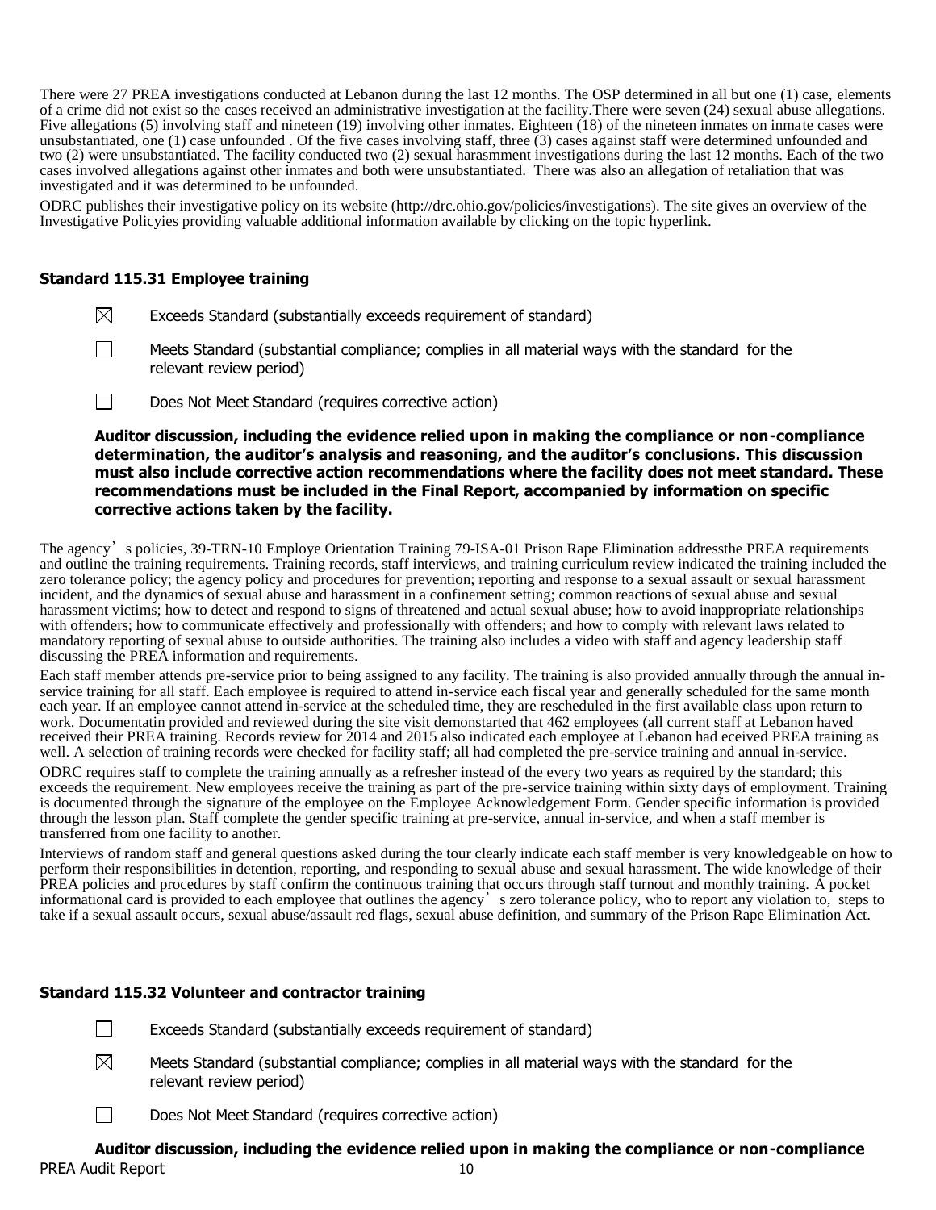There were 27 PREA investigations conducted at Lebanon during the last 12 months. The OSP determined in all but one (1) case, elements of a crime did not exist so the cases received an administrative investigation at the facility.There were seven (24) sexual abuse allegations. Five allegations (5) involving staff and nineteen (19) involving other inmates. Eighteen (18) of the nineteen inmates on inmate cases were unsubstantiated, one (1) case unfounded . Of the five cases involving staff, three (3) cases against staff were determined unfounded and two (2) were unsubstantiated. The facility conducted two (2) sexual harassment investigations during the last 12 months. Each of the two cases involved allegations against other inmates and both were unsubstantiated. There was also an allegation of retaliation that was investigated and it was determined to be unfounded.

ODRC publishes their investigative policy on its website (http://drc.ohio.gov/policies/investigations). The site gives an overview of the Investigative Policyies providing valuable additional information available by clicking on the topic hyperlink.

### Standard 115.31 Employee training

☒ Exceeds Standard (substantially exceeds requirement of standard)

☐ Meets Standard (substantial compliance; complies in all material ways with the standard for the relevant review period)

☐ Does Not Meet Standard (requires corrective action)

**Auditor discussion, including the evidence relied upon in making the compliance or non-compliance determination, the auditor's analysis and reasoning, and the auditor's conclusions. This discussion must also include corrective action recommendations where the facility does not meet standard. These recommendations must be included in the Final Report, accompanied by information on specific corrective actions taken by the facility.**

The agency's policies, 39-TRN-10 Employe Orientation Training 79-ISA-01 Prison Rape Elimination addressthe PREA requirements and outline the training requirements. Training records, staff interviews, and training curriculum review indicated the training included the zero tolerance policy; the agency policy and procedures for prevention; reporting and response to a sexual assault or sexual harassment incident, and the dynamics of sexual abuse and harassment in a confinement setting; common reactions of sexual abuse and sexual harassment victims; how to detect and respond to signs of threatened and actual sexual abuse; how to avoid inappropriate relationships with offenders; how to communicate effectively and professionally with offenders; and how to comply with relevant laws related to mandatory reporting of sexual abuse to outside authorities. The training also includes a video with staff and agency leadership staff discussing the PREA information and requirements.

Each staff member attends pre-service prior to being assigned to any facility. The training is also provided annually through the annual in-service training for all staff. Each employee is required to attend in-service each fiscal year and generally scheduled for the same month each year. If an employee cannot attend in-service at the scheduled time, they are rescheduled in the first available class upon return to work. Documentatin provided and reviewed during the site visit demonstrated that 462 employees (all current staff at Lebanon haved received their PREA training. Records review for 2014 and 2015 also indicated each employee at Lebanon had eceived PREA training as well. A selection of training records were checked for facility staff; all had completed the pre-service training and annual in-service.

ODRC requires staff to complete the training annually as a refresher instead of the every two years as required by the standard; this exceeds the requirement. New employees receive the training as part of the pre-service training within sixty days of employment. Training is documented through the signature of the employee on the Employee Acknowledgement Form. Gender specific information is provided through the lesson plan. Staff complete the gender specific training at pre-service, annual in-service, and when a staff member is transferred from one facility to another.

Interviews of random staff and general questions asked during the tour clearly indicate each staff member is very knowledgeable on how to perform their responsibilities in detention, reporting, and responding to sexual abuse and sexual harassment. The wide knowledge of their PREA policies and procedures by staff confirm the continuous training that occurs through staff turnout and monthly training. A pocket informational card is provided to each employee that outlines the agency's zero tolerance policy, who to report any violation to, steps to take if a sexual assault occurs, sexual abuse/assault red flags, sexual abuse definition, and summary of the Prison Rape Elimination Act.

### Standard 115.32 Volunteer and contractor training

☐ Exceeds Standard (substantially exceeds requirement of standard)

☒ Meets Standard (substantial compliance; complies in all material ways with the standard for the relevant review period)

☐ Does Not Meet Standard (requires corrective action)

**Auditor discussion, including the evidence relied upon in making the compliance or non-compliance**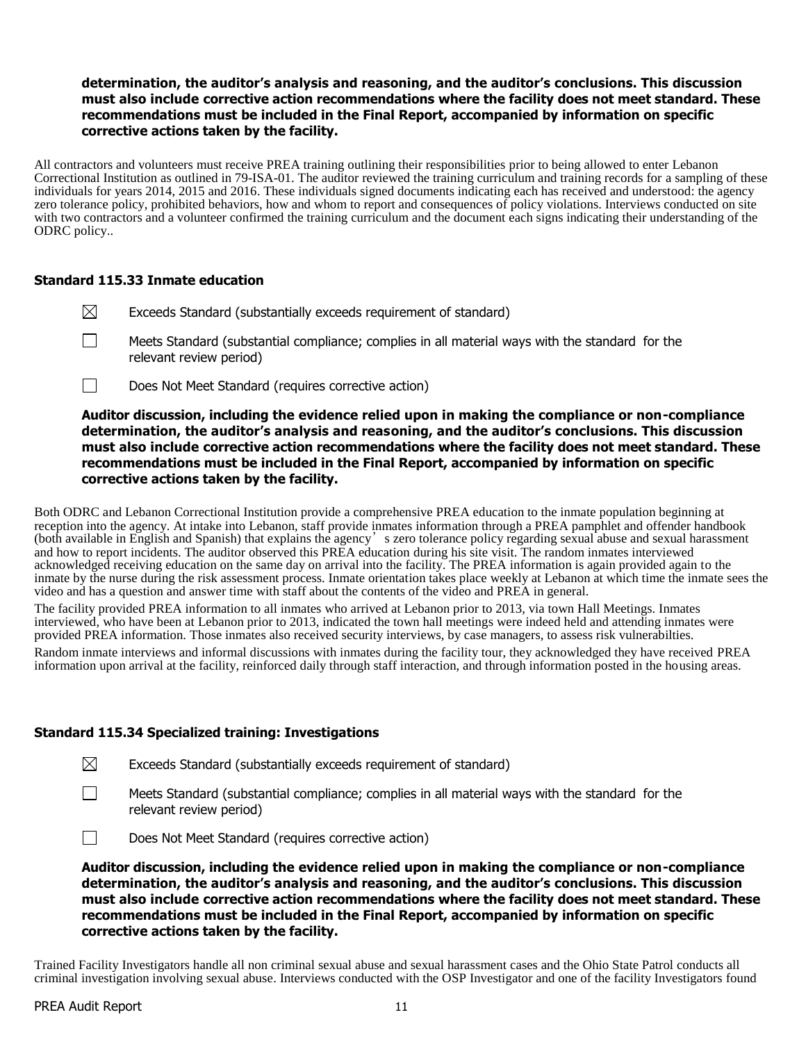**determination, the auditor's analysis and reasoning, and the auditor's conclusions. This discussion must also include corrective action recommendations where the facility does not meet standard. These recommendations must be included in the Final Report, accompanied by information on specific corrective actions taken by the facility.**

All contractors and volunteers must receive PREA training outlining their responsibilities prior to being allowed to enter Lebanon Correctional Institution as outlined in 79-ISA-01. The auditor reviewed the training curriculum and training records for a sampling of these individuals for years 2014, 2015 and 2016. These individuals signed documents indicating each has received and understood: the agency zero tolerance policy, prohibited behaviors, how and whom to report and consequences of policy violations. Interviews conducted on site with two contractors and a volunteer confirmed the training curriculum and the document each signs indicating their understanding of the ODRC policy..

### Standard 115.33 Inmate education

☒ Exceeds Standard (substantially exceeds requirement of standard)

☐ Meets Standard (substantial compliance; complies in all material ways with the standard for the relevant review period)

☐ Does Not Meet Standard (requires corrective action)

**Auditor discussion, including the evidence relied upon in making the compliance or non-compliance determination, the auditor's analysis and reasoning, and the auditor's conclusions. This discussion must also include corrective action recommendations where the facility does not meet standard. These recommendations must be included in the Final Report, accompanied by information on specific corrective actions taken by the facility.**

Both ODRC and Lebanon Correctional Institution provide a comprehensive PREA education to the inmate population beginning at reception into the agency. At intake into Lebanon, staff provide inmates information through a PREA pamphlet and offender handbook (both available in English and Spanish) that explains the agency's zero tolerance policy regarding sexual abuse and sexual harassment and how to report incidents. The auditor observed this PREA education during his site visit. The random inmates interviewed acknowledged receiving education on the same day on arrival into the facility. The PREA information is again provided again to the inmate by the nurse during the risk assessment process. Inmate orientation takes place weekly at Lebanon at which time the inmate sees the video and has a question and answer time with staff about the contents of the video and PREA in general.

The facility provided PREA information to all inmates who arrived at Lebanon prior to 2013, via town Hall Meetings. Inmates interviewed, who have been at Lebanon prior to 2013, indicated the town hall meetings were indeed held and attending inmates were provided PREA information. Those inmates also received security interviews, by case managers, to assess risk vulnerabilties.

Random inmate interviews and informal discussions with inmates during the facility tour, they acknowledged they have received PREA information upon arrival at the facility, reinforced daily through staff interaction, and through information posted in the housing areas.

### Standard 115.34 Specialized training: Investigations

☒ Exceeds Standard (substantially exceeds requirement of standard)

☐ Meets Standard (substantial compliance; complies in all material ways with the standard for the relevant review period)

☐ Does Not Meet Standard (requires corrective action)

**Auditor discussion, including the evidence relied upon in making the compliance or non-compliance determination, the auditor's analysis and reasoning, and the auditor's conclusions. This discussion must also include corrective action recommendations where the facility does not meet standard. These recommendations must be included in the Final Report, accompanied by information on specific corrective actions taken by the facility.**

Trained Facility Investigators handle all non criminal sexual abuse and sexual harassment cases and the Ohio State Patrol conducts all criminal investigation involving sexual abuse. Interviews conducted with the OSP Investigator and one of the facility Investigators found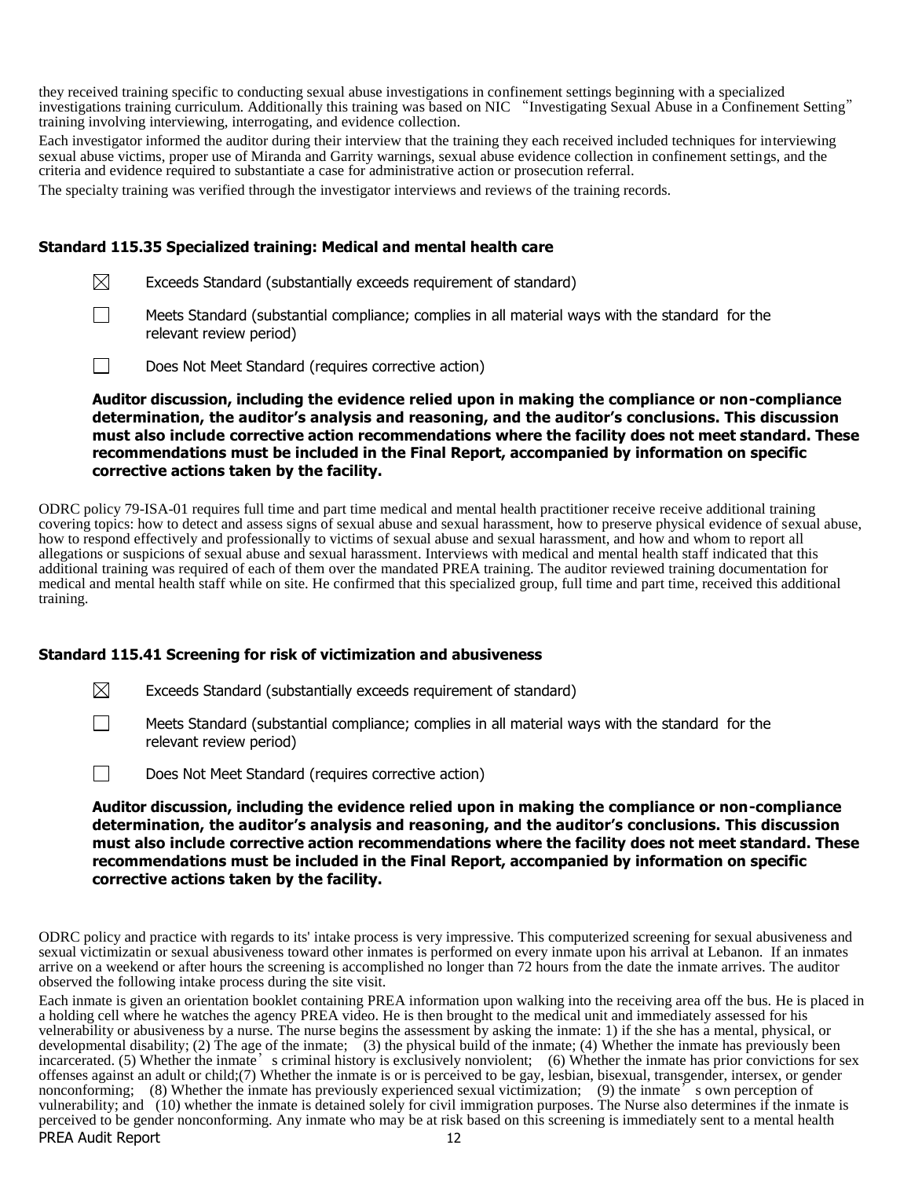they received training specific to conducting sexual abuse investigations in confinement settings beginning with a specialized investigations training curriculum. Additionally this training was based on NIC "Investigating Sexual Abuse in a Confinement Setting" training involving interviewing, interrogating, and evidence collection.

Each investigator informed the auditor during their interview that the training they each received included techniques for interviewing sexual abuse victims, proper use of Miranda and Garrity warnings, sexual abuse evidence collection in confinement settings, and the criteria and evidence required to substantiate a case for administrative action or prosecution referral.

The specialty training was verified through the investigator interviews and reviews of the training records.

### Standard 115.35 Specialized training: Medical and mental health care

☒ Exceeds Standard (substantially exceeds requirement of standard)

☐ Meets Standard (substantial compliance; complies in all material ways with the standard for the relevant review period)

☐ Does Not Meet Standard (requires corrective action)

**Auditor discussion, including the evidence relied upon in making the compliance or non-compliance determination, the auditor's analysis and reasoning, and the auditor's conclusions. This discussion must also include corrective action recommendations where the facility does not meet standard. These recommendations must be included in the Final Report, accompanied by information on specific corrective actions taken by the facility.**

ODRC policy 79-ISA-01 requires full time and part time medical and mental health practitioner receive receive additional training covering topics: how to detect and assess signs of sexual abuse and sexual harassment, how to preserve physical evidence of sexual abuse, how to respond effectively and professionally to victims of sexual abuse and sexual harassment, and how and whom to report all allegations or suspicions of sexual abuse and sexual harassment. Interviews with medical and mental health staff indicated that this additional training was required of each of them over the mandated PREA training. The auditor reviewed training documentation for medical and mental health staff while on site. He confirmed that this specialized group, full time and part time, received this additional training.

### Standard 115.41 Screening for risk of victimization and abusiveness

☒ Exceeds Standard (substantially exceeds requirement of standard)

☐ Meets Standard (substantial compliance; complies in all material ways with the standard for the relevant review period)

☐ Does Not Meet Standard (requires corrective action)

**Auditor discussion, including the evidence relied upon in making the compliance or non-compliance determination, the auditor's analysis and reasoning, and the auditor's conclusions. This discussion must also include corrective action recommendations where the facility does not meet standard. These recommendations must be included in the Final Report, accompanied by information on specific corrective actions taken by the facility.**

ODRC policy and practice with regards to its' intake process is very impressive. This computerized screening for sexual abusiveness and sexual victimizatin or sexual abusiveness toward other inmates is performed on every inmate upon his arrival at Lebanon. If an inmates arrive on a weekend or after hours the screening is accomplished no longer than 72 hours from the date the inmate arrives. The auditor observed the following intake process during the site visit.

Each inmate is given an orientation booklet containing PREA information upon walking into the receiving area off the bus. He is placed in a holding cell where he watches the agency PREA video. He is then brought to the medical unit and immediately assessed for his velnerability or abusiveness by a nurse. The nurse begins the assessment by asking the inmate: 1) if the she has a mental, physical, or developmental disability; (2) The age of the inmate; (3) the physical build of the inmate; (4) Whether the inmate has previously been incarcerated. (5) Whether the inmate's criminal history is exclusively nonviolent; (6) Whether the inmate has prior convictions for sex offenses against an adult or child;(7) Whether the inmate is or is perceived to be gay, lesbian, bisexual, transgender, intersex, or gender nonconforming; (8) Whether the inmate has previously experienced sexual victimization; (9) the inmate's own perception of vulnerability; and (10) whether the inmate is detained solely for civil immigration purposes. The Nurse also determines if the inmate is perceived to be gender nonconforming. Any inmate who may be at risk based on this screening is immediately sent to a mental health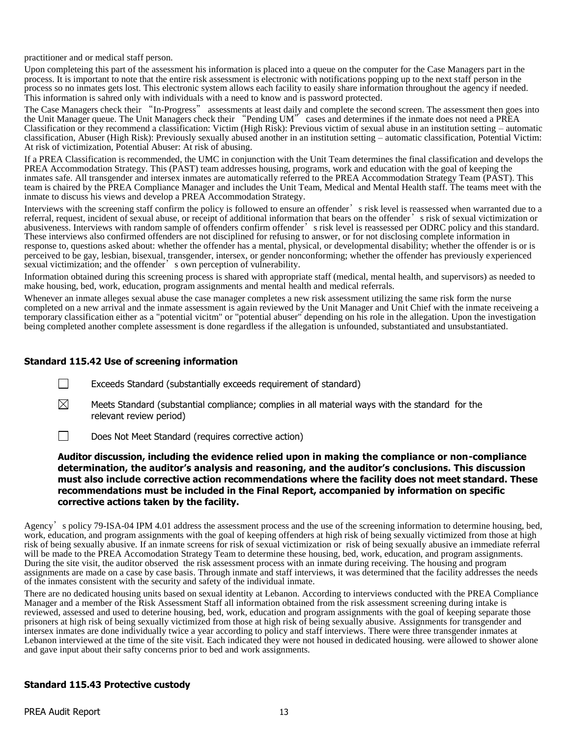practitioner and or medical staff person.

Upon completeing this part of the assessment his information is placed into a queue on the computer for the Case Managers part in the process. It is important to note that the entire risk assessment is electronic with notifications popping up to the next staff person in the process so no inmates gets lost. This electronic system allows each facility to easily share information throughout the agency if needed. This information is sahred only with individuals with a need to know and is password protected.

The Case Managers check their "In-Progress" assessments at least daily and complete the second screen. The assessment then goes into the Unit Manager queue. The Unit Managers check their "Pending UM" cases and determines if the inmate does not need a PREA Classification or they recommend a classification: Victim (High Risk): Previous victim of sexual abuse in an institution setting – automatic classification, Abuser (High Risk): Previously sexually abused another in an institution setting – automatic classification, Potential Victim: At risk of victimization, Potential Abuser: At risk of abusing.

If a PREA Classification is recommended, the UMC in conjunction with the Unit Team determines the final classification and develops the PREA Accommodation Strategy. This (PAST) team addresses housing, programs, work and education with the goal of keeping the inmates safe. All transgender and intersex inmates are automatically referred to the PREA Accommodation Strategy Team (PAST). This team is chaired by the PREA Compliance Manager and includes the Unit Team, Medical and Mental Health staff. The teams meet with the inmate to discuss his views and develop a PREA Accommodation Strategy.

Interviews with the screening staff confirm the policy is followed to ensure an offender's risk level is reassessed when warranted due to a referral, request, incident of sexual abuse, or receipt of additional information that bears on the offender's risk of sexual victimization or abusiveness. Interviews with random sample of offenders confirm offender's risk level is reassessed per ODRC policy and this standard. These interviews also confirmed offenders are not disciplined for refusing to answer, or for not disclosing complete information in response to, questions asked about: whether the offender has a mental, physical, or developmental disability; whether the offender is or is perceived to be gay, lesbian, bisexual, transgender, intersex, or gender nonconforming; whether the offender has previously experienced sexual victimization; and the offender's own perception of vulnerability.

Information obtained during this screening process is shared with appropriate staff (medical, mental health, and supervisors) as needed to make housing, bed, work, education, program assignments and mental health and medical referrals.

Whenever an inmate alleges sexual abuse the case manager completes a new risk assessment utilizing the same risk form the nurse completed on a new arrival and the inmate assessment is again reviewed by the Unit Manager and Unit Chief with the inmate receiveing a temporary classification either as a "potential vicitm" or "potential abuser" depending on his role in the allegation. Upon the investigation being completed another complete assessment is done regardless if the allegation is unfounded, substantiated and unsubstantiated.

### Standard 115.42 Use of screening information

☐ Exceeds Standard (substantially exceeds requirement of standard)

☒ Meets Standard (substantial compliance; complies in all material ways with the standard for the relevant review period)

☐ Does Not Meet Standard (requires corrective action)

**Auditor discussion, including the evidence relied upon in making the compliance or non-compliance determination, the auditor's analysis and reasoning, and the auditor's conclusions. This discussion must also include corrective action recommendations where the facility does not meet standard. These recommendations must be included in the Final Report, accompanied by information on specific corrective actions taken by the facility.**

Agency's policy 79-ISA-04 IPM 4.01 address the assessment process and the use of the screening information to determine housing, bed, work, education, and program assignments with the goal of keeping offenders at high risk of being sexually victimized from those at high risk of being sexually abusive. If an inmate screens for risk of sexual victimization or risk of being sexually abusive an immediate referral will be made to the PREA Accomodation Strategy Team to determine these housing, bed, work, education, and program assignments. During the site visit, the auditor observed the risk assessment process with an inmate during receiving. The housing and program assignments are made on a case by case basis. Through inmate and staff interviews, it was determined that the facility addresses the needs of the inmates consistent with the security and safety of the individual inmate.

There are no dedicated housing units based on sexual identity at Lebanon. According to interviews conducted with the PREA Compliance Manager and a member of the Risk Assessment Staff all information obtained from the risk assessment screening during intake is reviewed, assessed and used to deterine housing, bed, work, education and program assignments with the goal of keeping separate those prisoners at high risk of being sexually victimized from those at high risk of being sexually abusive. Assignments for transgender and intersex inmates are done individually twice a year according to policy and staff interviews. There were three transgender inmates at Lebanon interviewed at the time of the site visit. Each indicated they were not housed in dedicated housing. were allowed to shower alone and gave input about their safty concerns prior to bed and work assignments.

### Standard 115.43 Protective custody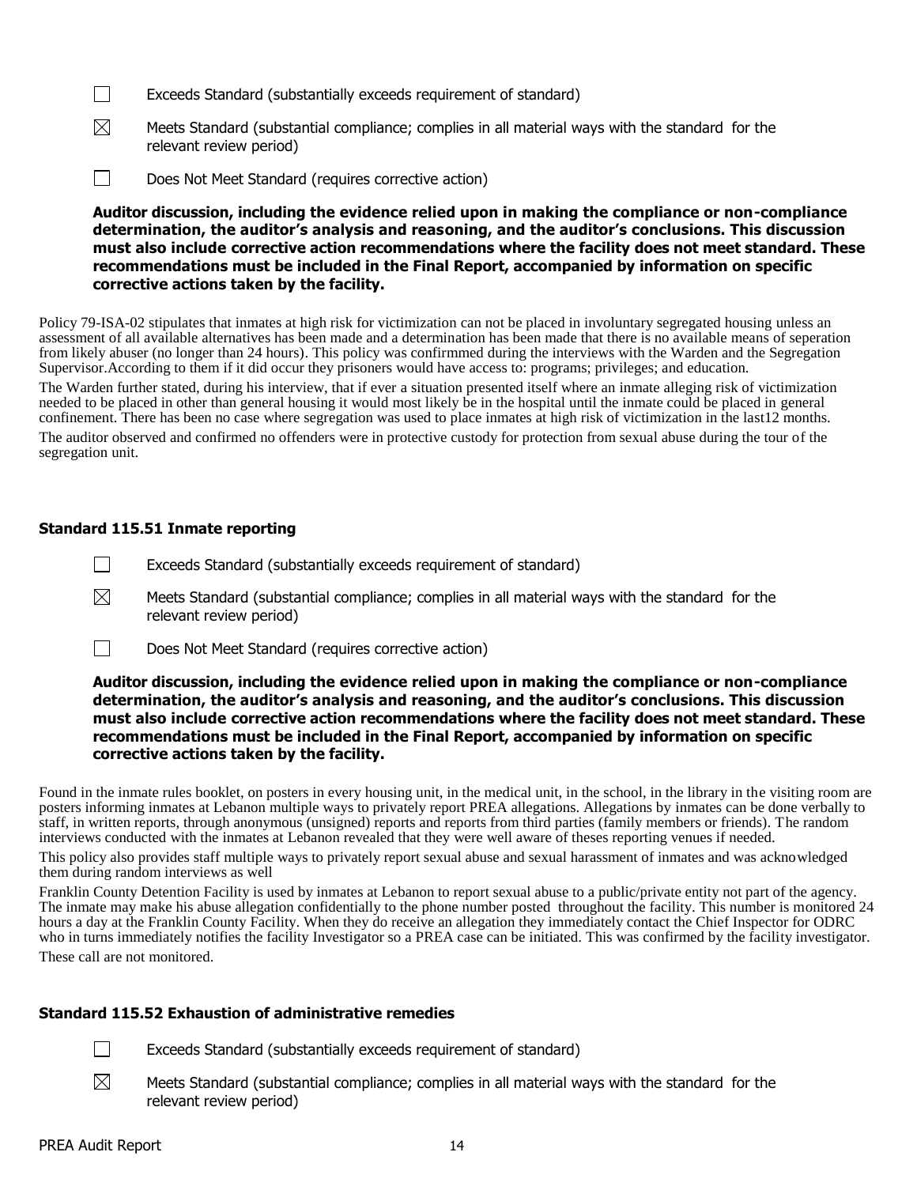☐ Exceeds Standard (substantially exceeds requirement of standard)

☒ Meets Standard (substantial compliance; complies in all material ways with the standard for the relevant review period)

☐ Does Not Meet Standard (requires corrective action)

**Auditor discussion, including the evidence relied upon in making the compliance or non-compliance determination, the auditor's analysis and reasoning, and the auditor's conclusions. This discussion must also include corrective action recommendations where the facility does not meet standard. These recommendations must be included in the Final Report, accompanied by information on specific corrective actions taken by the facility.**

Policy 79-ISA-02 stipulates that inmates at high risk for victimization can not be placed in involuntary segregated housing unless an assessment of all available alternatives has been made and a determination has been made that there is no available means of seperation from likely abuser (no longer than 24 hours). This policy was confirmmed during the interviews with the Warden and the Segregation Supervisor.According to them if it did occur they prisoners would have access to: programs; privileges; and education.

The Warden further stated, during his interview, that if ever a situation presented itself where an inmate alleging risk of victimization needed to be placed in other than general housing it would most likely be in the hospital until the inmate could be placed in general confinement. There has been no case where segregation was used to place inmates at high risk of victimization in the last12 months.

The auditor observed and confirmed no offenders were in protective custody for protection from sexual abuse during the tour of the segregation unit.

### Standard 115.51 Inmate reporting

☐ Exceeds Standard (substantially exceeds requirement of standard)

☒ Meets Standard (substantial compliance; complies in all material ways with the standard for the relevant review period)

☐ Does Not Meet Standard (requires corrective action)

**Auditor discussion, including the evidence relied upon in making the compliance or non-compliance determination, the auditor's analysis and reasoning, and the auditor's conclusions. This discussion must also include corrective action recommendations where the facility does not meet standard. These recommendations must be included in the Final Report, accompanied by information on specific corrective actions taken by the facility.**

Found in the inmate rules booklet, on posters in every housing unit, in the medical unit, in the school, in the library in the visiting room are posters informing inmates at Lebanon multiple ways to privately report PREA allegations. Allegations by inmates can be done verbally to staff, in written reports, through anonymous (unsigned) reports and reports from third parties (family members or friends). The random interviews conducted with the inmates at Lebanon revealed that they were well aware of theses reporting venues if needed.

This policy also provides staff multiple ways to privately report sexual abuse and sexual harassment of inmates and was acknowledged them during random interviews as well

Franklin County Detention Facility is used by inmates at Lebanon to report sexual abuse to a public/private entity not part of the agency. The inmate may make his abuse allegation confidentially to the phone number posted throughout the facility. This number is monitored 24 hours a day at the Franklin County Facility. When they do receive an allegation they immediately contact the Chief Inspector for ODRC who in turns immediately notifies the facility Investigator so a PREA case can be initiated. This was confirmed by the facility investigator. These call are not monitored.

### Standard 115.52 Exhaustion of administrative remedies

☐ Exceeds Standard (substantially exceeds requirement of standard)

☒ Meets Standard (substantial compliance; complies in all material ways with the standard for the relevant review period)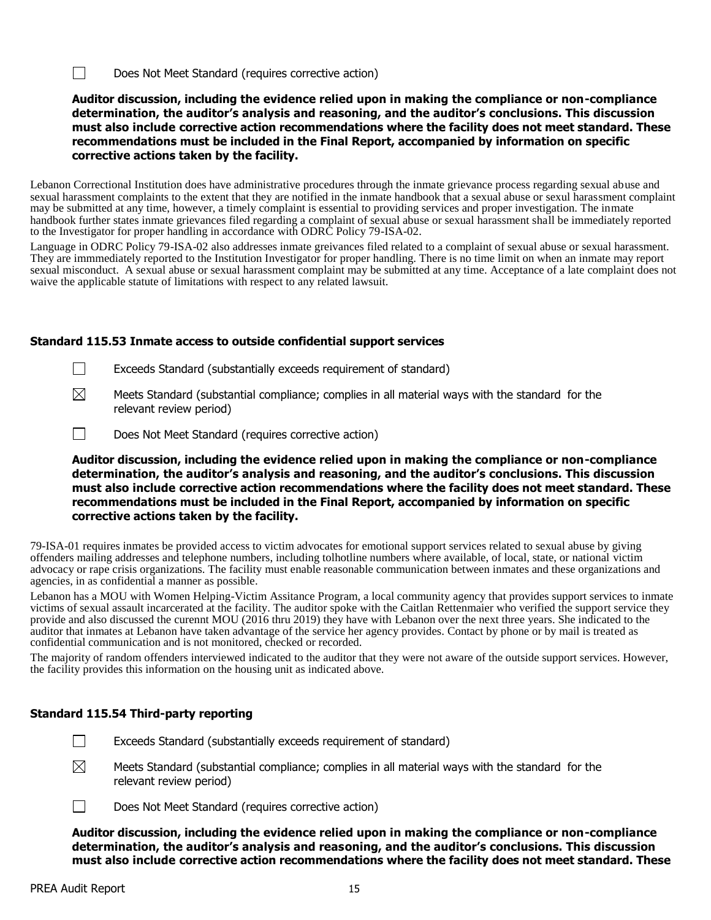☐ Does Not Meet Standard (requires corrective action)

**Auditor discussion, including the evidence relied upon in making the compliance or non-compliance determination, the auditor's analysis and reasoning, and the auditor's conclusions. This discussion must also include corrective action recommendations where the facility does not meet standard. These recommendations must be included in the Final Report, accompanied by information on specific corrective actions taken by the facility.**

Lebanon Correctional Institution does have administrative procedures through the inmate grievance process regarding sexual abuse and sexual harassment complaints to the extent that they are notified in the inmate handbook that a sexual abuse or sexul harassment complaint may be submitted at any time, however, a timely complaint is essential to providing services and proper investigation. The inmate handbook further states inmate grievances filed regarding a complaint of sexual abuse or sexual harassment shall be immediately reported to the Investigator for proper handling in accordance with ODRC Policy 79-ISA-02.

Language in ODRC Policy 79-ISA-02 also addresses inmate greivances filed related to a complaint of sexual abuse or sexual harassment. They are immmediately reported to the Institution Investigator for proper handling. There is no time limit on when an inmate may report sexual misconduct. A sexual abuse or sexual harassment complaint may be submitted at any time. Acceptance of a late complaint does not waive the applicable statute of limitations with respect to any related lawsuit.

### Standard 115.53 Inmate access to outside confidential support services

☐ Exceeds Standard (substantially exceeds requirement of standard)

☒ Meets Standard (substantial compliance; complies in all material ways with the standard for the relevant review period)

☐ Does Not Meet Standard (requires corrective action)

**Auditor discussion, including the evidence relied upon in making the compliance or non-compliance determination, the auditor's analysis and reasoning, and the auditor's conclusions. This discussion must also include corrective action recommendations where the facility does not meet standard. These recommendations must be included in the Final Report, accompanied by information on specific corrective actions taken by the facility.**

79-ISA-01 requires inmates be provided access to victim advocates for emotional support services related to sexual abuse by giving offenders mailing addresses and telephone numbers, including tolhotline numbers where available, of local, state, or national victim advocacy or rape crisis organizations. The facility must enable reasonable communication between inmates and these organizations and agencies, in as confidential a manner as possible.

Lebanon has a MOU with Women Helping-Victim Assitance Program, a local community agency that provides support services to inmate victims of sexual assault incarcerated at the facility. The auditor spoke with the Caitlan Rettenmaier who verified the support service they provide and also discussed the curennt MOU (2016 thru 2019) they have with Lebanon over the next three years. She indicated to the auditor that inmates at Lebanon have taken advantage of the service her agency provides. Contact by phone or by mail is treated as confidential communication and is not monitored, checked or recorded.

The majority of random offenders interviewed indicated to the auditor that they were not aware of the outside support services. However, the facility provides this information on the housing unit as indicated above.

### Standard 115.54 Third-party reporting

☐ Exceeds Standard (substantially exceeds requirement of standard)

☒ Meets Standard (substantial compliance; complies in all material ways with the standard for the relevant review period)

☐ Does Not Meet Standard (requires corrective action)

**Auditor discussion, including the evidence relied upon in making the compliance or non-compliance determination, the auditor's analysis and reasoning, and the auditor's conclusions. This discussion must also include corrective action recommendations where the facility does not meet standard. These**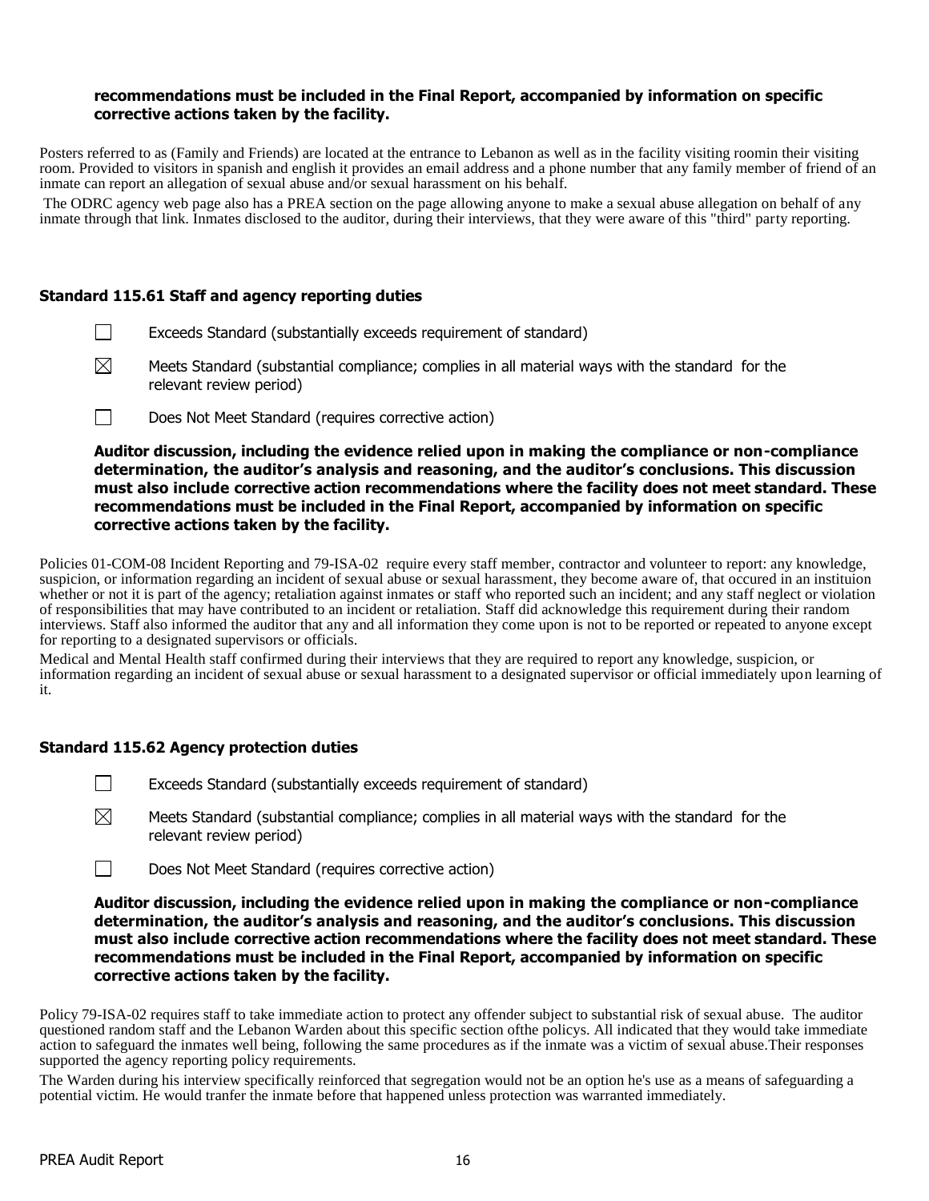**recommendations must be included in the Final Report, accompanied by information on specific corrective actions taken by the facility.**

Posters referred to as (Family and Friends) are located at the entrance to Lebanon as well as in the facility visiting roomin their visiting room. Provided to visitors in spanish and english it provides an email address and a phone number that any family member of friend of an inmate can report an allegation of sexual abuse and/or sexual harassment on his behalf.

The ODRC agency web page also has a PREA section on the page allowing anyone to make a sexual abuse allegation on behalf of any inmate through that link. Inmates disclosed to the auditor, during their interviews, that they were aware of this "third" party reporting.

### Standard 115.61 Staff and agency reporting duties

☐ Exceeds Standard (substantially exceeds requirement of standard)

☒ Meets Standard (substantial compliance; complies in all material ways with the standard for the relevant review period)

☐ Does Not Meet Standard (requires corrective action)

**Auditor discussion, including the evidence relied upon in making the compliance or non-compliance determination, the auditor's analysis and reasoning, and the auditor's conclusions. This discussion must also include corrective action recommendations where the facility does not meet standard. These recommendations must be included in the Final Report, accompanied by information on specific corrective actions taken by the facility.**

Policies 01-COM-08 Incident Reporting and 79-ISA-02 require every staff member, contractor and volunteer to report: any knowledge, suspicion, or information regarding an incident of sexual abuse or sexual harassment, they become aware of, that occured in an instituion whether or not it is part of the agency; retaliation against inmates or staff who reported such an incident; and any staff neglect or violation of responsibilities that may have contributed to an incident or retaliation. Staff did acknowledge this requirement during their random interviews. Staff also informed the auditor that any and all information they come upon is not to be reported or repeated to anyone except for reporting to a designated supervisors or officials.

Medical and Mental Health staff confirmed during their interviews that they are required to report any knowledge, suspicion, or information regarding an incident of sexual abuse or sexual harassment to a designated supervisor or official immediately upon learning of it.

### Standard 115.62 Agency protection duties

☐ Exceeds Standard (substantially exceeds requirement of standard)

☒ Meets Standard (substantial compliance; complies in all material ways with the standard for the relevant review period)

☐ Does Not Meet Standard (requires corrective action)

**Auditor discussion, including the evidence relied upon in making the compliance or non-compliance determination, the auditor's analysis and reasoning, and the auditor's conclusions. This discussion must also include corrective action recommendations where the facility does not meet standard. These recommendations must be included in the Final Report, accompanied by information on specific corrective actions taken by the facility.**

Policy 79-ISA-02 requires staff to take immediate action to protect any offender subject to substantial risk of sexual abuse. The auditor questioned random staff and the Lebanon Warden about this specific section ofthe policys. All indicated that they would take immediate action to safeguard the inmates well being, following the same procedures as if the inmate was a victim of sexual abuse.Their responses supported the agency reporting policy requirements.

The Warden during his interview specifically reinforced that segregation would not be an option he's use as a means of safeguarding a potential victim. He would tranfer the inmate before that happened unless protection was warranted immediately.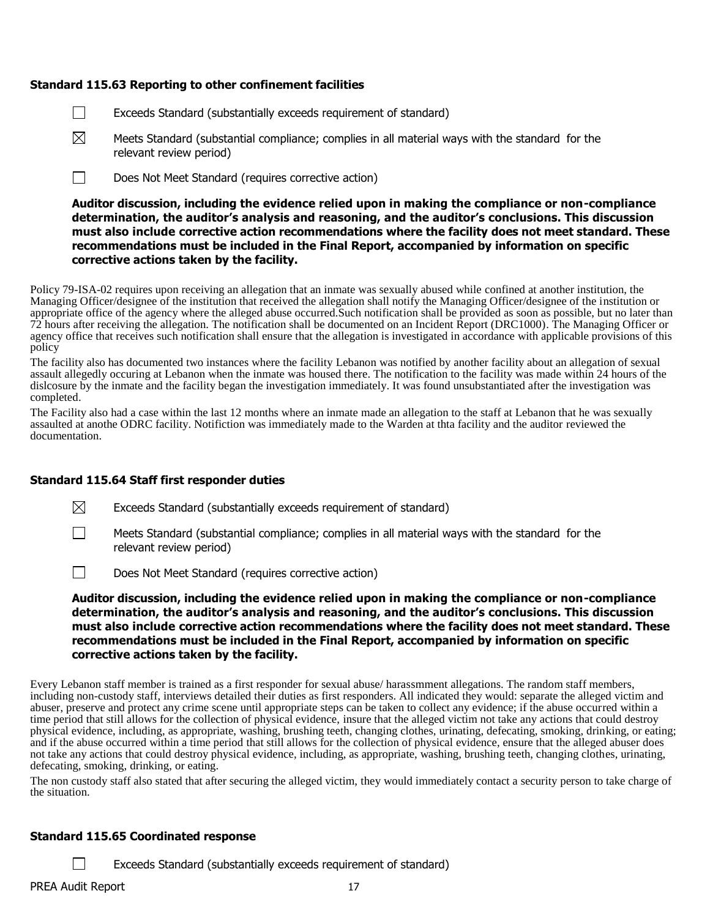### Standard 115.63 Reporting to other confinement facilities

☐ Exceeds Standard (substantially exceeds requirement of standard)

☒ Meets Standard (substantial compliance; complies in all material ways with the standard for the relevant review period)

☐ Does Not Meet Standard (requires corrective action)

**Auditor discussion, including the evidence relied upon in making the compliance or non-compliance determination, the auditor's analysis and reasoning, and the auditor's conclusions. This discussion must also include corrective action recommendations where the facility does not meet standard. These recommendations must be included in the Final Report, accompanied by information on specific corrective actions taken by the facility.**

Policy 79-ISA-02 requires upon receiving an allegation that an inmate was sexually abused while confined at another institution, the Managing Officer/designee of the institution that received the allegation shall notify the Managing Officer/designee of the institution or appropriate office of the agency where the alleged abuse occurred.Such notification shall be provided as soon as possible, but no later than 72 hours after receiving the allegation. The notification shall be documented on an Incident Report (DRC1000). The Managing Officer or agency office that receives such notification shall ensure that the allegation is investigated in accordance with applicable provisions of this policy

The facility also has documented two instances where the facility Lebanon was notified by another facility about an allegation of sexual assault allegedly occuring at Lebanon when the inmate was housed there. The notification to the facility was made within 24 hours of the dislcosure by the inmate and the facility began the investigation immediately. It was found unsubstantiated after the investigation was completed.

The Facility also had a case within the last 12 months where an inmate made an allegation to the staff at Lebanon that he was sexually assaulted at anothe ODRC facility. Notifiction was immediately made to the Warden at thta facility and the auditor reviewed the documentation.

### Standard 115.64 Staff first responder duties

☒ Exceeds Standard (substantially exceeds requirement of standard)

☐ Meets Standard (substantial compliance; complies in all material ways with the standard for the relevant review period)

☐ Does Not Meet Standard (requires corrective action)

**Auditor discussion, including the evidence relied upon in making the compliance or non-compliance determination, the auditor's analysis and reasoning, and the auditor's conclusions. This discussion must also include corrective action recommendations where the facility does not meet standard. These recommendations must be included in the Final Report, accompanied by information on specific corrective actions taken by the facility.**

Every Lebanon staff member is trained as a first responder for sexual abuse/ harassmment allegations. The random staff members, including non-custody staff, interviews detailed their duties as first responders. All indicated they would: separate the alleged victim and abuser, preserve and protect any crime scene until appropriate steps can be taken to collect any evidence; if the abuse occurred within a time period that still allows for the collection of physical evidence, insure that the alleged victim not take any actions that could destroy physical evidence, including, as appropriate, washing, brushing teeth, changing clothes, urinating, defecating, smoking, drinking, or eating; and if the abuse occurred within a time period that still allows for the collection of physical evidence, ensure that the alleged abuser does not take any actions that could destroy physical evidence, including, as appropriate, washing, brushing teeth, changing clothes, urinating, defecating, smoking, drinking, or eating.

The non custody staff also stated that after securing the alleged victim, they would immediately contact a security person to take charge of the situation.

### Standard 115.65 Coordinated response

☐ Exceeds Standard (substantially exceeds requirement of standard)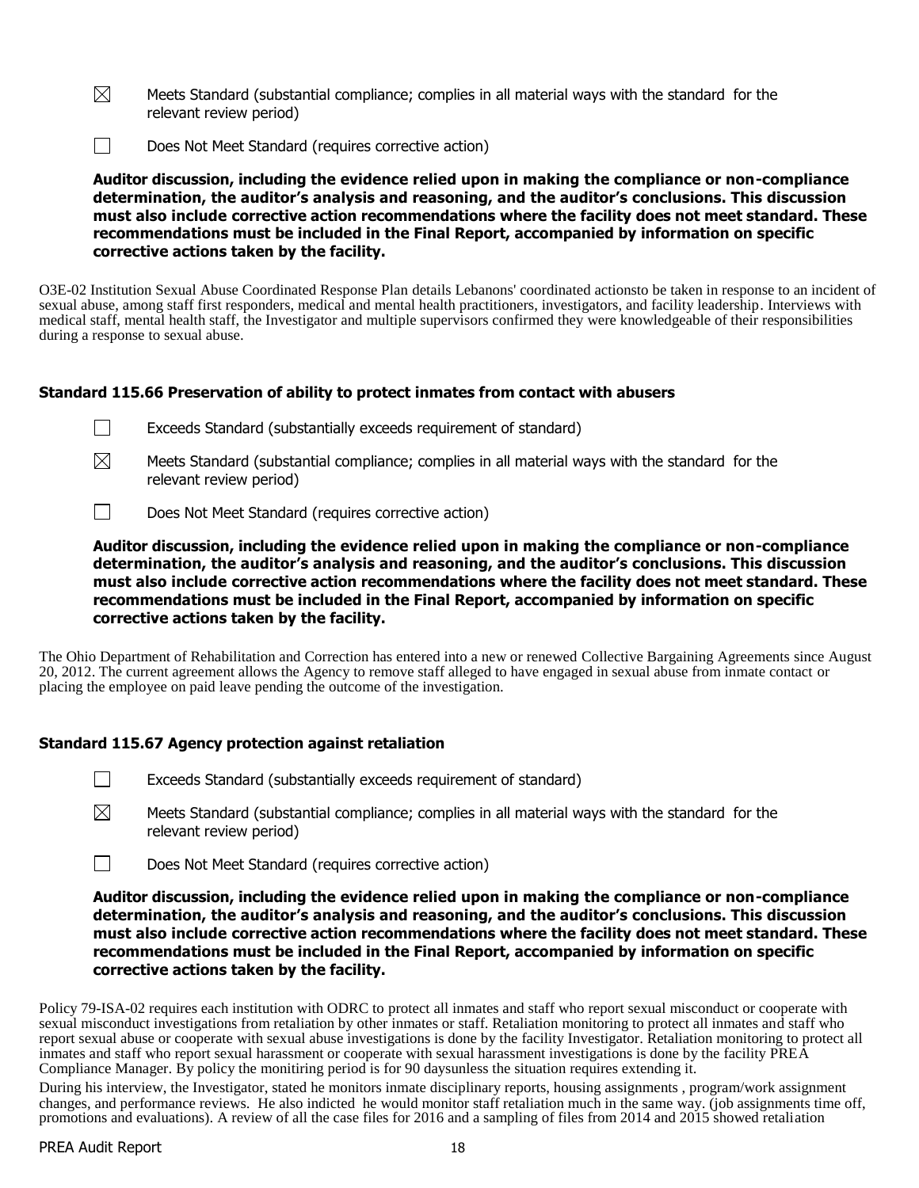☒ Meets Standard (substantial compliance; complies in all material ways with the standard for the relevant review period)

☐ Does Not Meet Standard (requires corrective action)

**Auditor discussion, including the evidence relied upon in making the compliance or non-compliance determination, the auditor's analysis and reasoning, and the auditor's conclusions. This discussion must also include corrective action recommendations where the facility does not meet standard. These recommendations must be included in the Final Report, accompanied by information on specific corrective actions taken by the facility.**

O3E-02 Institution Sexual Abuse Coordinated Response Plan details Lebanons' coordinated actionsto be taken in response to an incident of sexual abuse, among staff first responders, medical and mental health practitioners, investigators, and facility leadership. Interviews with medical staff, mental health staff, the Investigator and multiple supervisors confirmed they were knowledgeable of their responsibilities during a response to sexual abuse.

### Standard 115.66 Preservation of ability to protect inmates from contact with abusers

☐ Exceeds Standard (substantially exceeds requirement of standard)

☒ Meets Standard (substantial compliance; complies in all material ways with the standard for the relevant review period)

☐ Does Not Meet Standard (requires corrective action)

**Auditor discussion, including the evidence relied upon in making the compliance or non-compliance determination, the auditor's analysis and reasoning, and the auditor's conclusions. This discussion must also include corrective action recommendations where the facility does not meet standard. These recommendations must be included in the Final Report, accompanied by information on specific corrective actions taken by the facility.**

The Ohio Department of Rehabilitation and Correction has entered into a new or renewed Collective Bargaining Agreements since August 20, 2012. The current agreement allows the Agency to remove staff alleged to have engaged in sexual abuse from inmate contact or placing the employee on paid leave pending the outcome of the investigation.

### Standard 115.67 Agency protection against retaliation

☐ Exceeds Standard (substantially exceeds requirement of standard)

☒ Meets Standard (substantial compliance; complies in all material ways with the standard for the relevant review period)

☐ Does Not Meet Standard (requires corrective action)

**Auditor discussion, including the evidence relied upon in making the compliance or non-compliance determination, the auditor's analysis and reasoning, and the auditor's conclusions. This discussion must also include corrective action recommendations where the facility does not meet standard. These recommendations must be included in the Final Report, accompanied by information on specific corrective actions taken by the facility.**

Policy 79-ISA-02 requires each institution with ODRC to protect all inmates and staff who report sexual misconduct or cooperate with sexual misconduct investigations from retaliation by other inmates or staff. Retaliation monitoring to protect all inmates and staff who report sexual abuse or cooperate with sexual abuse investigations is done by the facility Investigator. Retaliation monitoring to protect all inmates and staff who report sexual harassment or cooperate with sexual harassment investigations is done by the facility PREA Compliance Manager. By policy the monitiring period is for 90 daysunless the situation requires extending it.

During his interview, the Investigator, stated he monitors inmate disciplinary reports, housing assignments , program/work assignment changes, and performance reviews. He also indicted he would monitor staff retaliation much in the same way. (job assignments time off, promotions and evaluations). A review of all the case files for 2016 and a sampling of files from 2014 and 2015 showed retaliation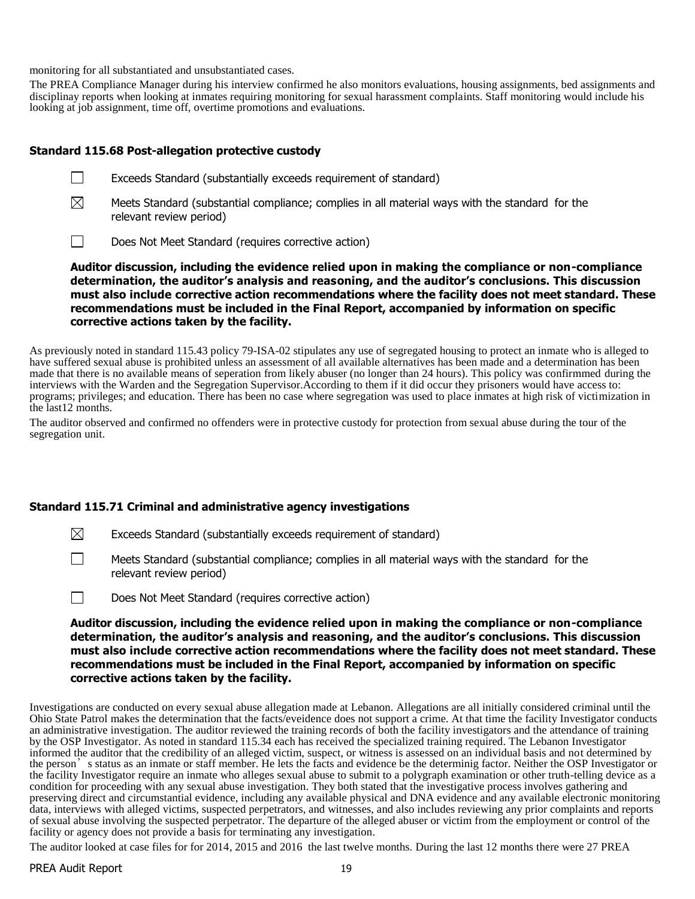monitoring for all substantiated and unsubstantiated cases.

The PREA Compliance Manager during his interview confirmed he also monitors evaluations, housing assignments, bed assignments and disciplinay reports when looking at inmates requiring monitoring for sexual harassment complaints. Staff monitoring would include his looking at job assignment, time off, overtime promotions and evaluations.

### Standard 115.68 Post-allegation protective custody

☐ Exceeds Standard (substantially exceeds requirement of standard)

☒ Meets Standard (substantial compliance; complies in all material ways with the standard for the relevant review period)

☐ Does Not Meet Standard (requires corrective action)

**Auditor discussion, including the evidence relied upon in making the compliance or non-compliance determination, the auditor's analysis and reasoning, and the auditor's conclusions. This discussion must also include corrective action recommendations where the facility does not meet standard. These recommendations must be included in the Final Report, accompanied by information on specific corrective actions taken by the facility.**

As previously noted in standard 115.43 policy 79-ISA-02 stipulates any use of segregated housing to protect an inmate who is alleged to have suffered sexual abuse is prohibited unless an assessment of all available alternatives has been made and a determination has been made that there is no available means of seperation from likely abuser (no longer than 24 hours). This policy was confirmmed during the interviews with the Warden and the Segregation Supervisor.According to them if it did occur they prisoners would have access to: programs; privileges; and education. There has been no case where segregation was used to place inmates at high risk of victimization in the last12 months.

The auditor observed and confirmed no offenders were in protective custody for protection from sexual abuse during the tour of the segregation unit.

### Standard 115.71 Criminal and administrative agency investigations

☒ Exceeds Standard (substantially exceeds requirement of standard)

☐ Meets Standard (substantial compliance; complies in all material ways with the standard for the relevant review period)

☐ Does Not Meet Standard (requires corrective action)

**Auditor discussion, including the evidence relied upon in making the compliance or non-compliance determination, the auditor's analysis and reasoning, and the auditor's conclusions. This discussion must also include corrective action recommendations where the facility does not meet standard. These recommendations must be included in the Final Report, accompanied by information on specific corrective actions taken by the facility.**

Investigations are conducted on every sexual abuse allegation made at Lebanon. Allegations are all initially considered criminal until the Ohio State Patrol makes the determination that the facts/eveidence does not support a crime. At that time the facility Investigator conducts an administrative investigation. The auditor reviewed the training records of both the facility investigators and the attendance of training by the OSP Investigator. As noted in standard 115.34 each has received the specialized training required. The Lebanon Investigator informed the auditor that the credibility of an alleged victim, suspect, or witness is assessed on an individual basis and not determined by the person's status as an inmate or staff member. He lets the facts and evidence be the determinig factor. Neither the OSP Investigator or the facility Investigator require an inmate who alleges sexual abuse to submit to a polygraph examination or other truth-telling device as a condition for proceeding with any sexual abuse investigation. They both stated that the investigative process involves gathering and preserving direct and circumstantial evidence, including any available physical and DNA evidence and any available electronic monitoring data, interviews with alleged victims, suspected perpetrators, and witnesses, and also includes reviewing any prior complaints and reports of sexual abuse involving the suspected perpetrator. The departure of the alleged abuser or victim from the employment or control of the facility or agency does not provide a basis for terminating any investigation.

The auditor looked at case files for for 2014, 2015 and 2016 the last twelve months. During the last 12 months there were 27 PREA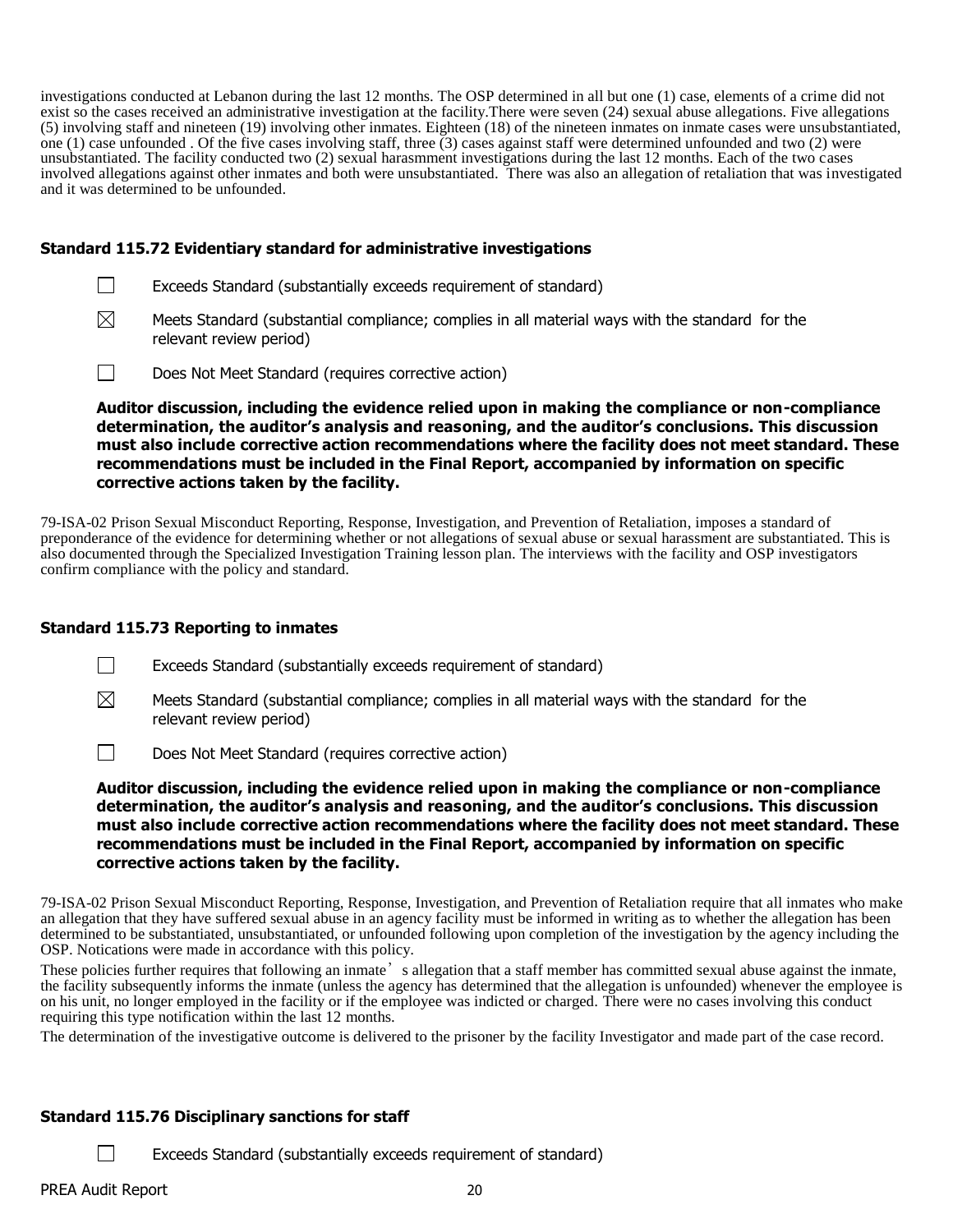investigations conducted at Lebanon during the last 12 months. The OSP determined in all but one (1) case, elements of a crime did not exist so the cases received an administrative investigation at the facility.There were seven (24) sexual abuse allegations. Five allegations (5) involving staff and nineteen (19) involving other inmates. Eighteen (18) of the nineteen inmates on inmate cases were unsubstantiated, one (1) case unfounded . Of the five cases involving staff, three (3) cases against staff were determined unfounded and two (2) were unsubstantiated. The facility conducted two (2) sexual harasmment investigations during the last 12 months. Each of the two cases involved allegations against other inmates and both were unsubstantiated. There was also an allegation of retaliation that was investigated and it was determined to be unfounded.

### Standard 115.72 Evidentiary standard for administrative investigations

☐ Exceeds Standard (substantially exceeds requirement of standard)

☒ Meets Standard (substantial compliance; complies in all material ways with the standard for the relevant review period)

☐ Does Not Meet Standard (requires corrective action)

**Auditor discussion, including the evidence relied upon in making the compliance or non-compliance determination, the auditor's analysis and reasoning, and the auditor's conclusions. This discussion must also include corrective action recommendations where the facility does not meet standard. These recommendations must be included in the Final Report, accompanied by information on specific corrective actions taken by the facility.**

79-ISA-02 Prison Sexual Misconduct Reporting, Response, Investigation, and Prevention of Retaliation, imposes a standard of preponderance of the evidence for determining whether or not allegations of sexual abuse or sexual harassment are substantiated. This is also documented through the Specialized Investigation Training lesson plan. The interviews with the facility and OSP investigators confirm compliance with the policy and standard.

### Standard 115.73 Reporting to inmates

☐ Exceeds Standard (substantially exceeds requirement of standard)

☒ Meets Standard (substantial compliance; complies in all material ways with the standard for the relevant review period)

☐ Does Not Meet Standard (requires corrective action)

**Auditor discussion, including the evidence relied upon in making the compliance or non-compliance determination, the auditor's analysis and reasoning, and the auditor's conclusions. This discussion must also include corrective action recommendations where the facility does not meet standard. These recommendations must be included in the Final Report, accompanied by information on specific corrective actions taken by the facility.**

79-ISA-02 Prison Sexual Misconduct Reporting, Response, Investigation, and Prevention of Retaliation require that all inmates who make an allegation that they have suffered sexual abuse in an agency facility must be informed in writing as to whether the allegation has been determined to be substantiated, unsubstantiated, or unfounded following upon completion of the investigation by the agency including the OSP. Notications were made in accordance with this policy.

These policies further requires that following an inmate's allegation that a staff member has committed sexual abuse against the inmate, the facility subsequently informs the inmate (unless the agency has determined that the allegation is unfounded) whenever the employee is on his unit, no longer employed in the facility or if the employee was indicted or charged. There were no cases involving this conduct requiring this type notification within the last 12 months.

The determination of the investigative outcome is delivered to the prisoner by the facility Investigator and made part of the case record.

### Standard 115.76 Disciplinary sanctions for staff

☐ Exceeds Standard (substantially exceeds requirement of standard)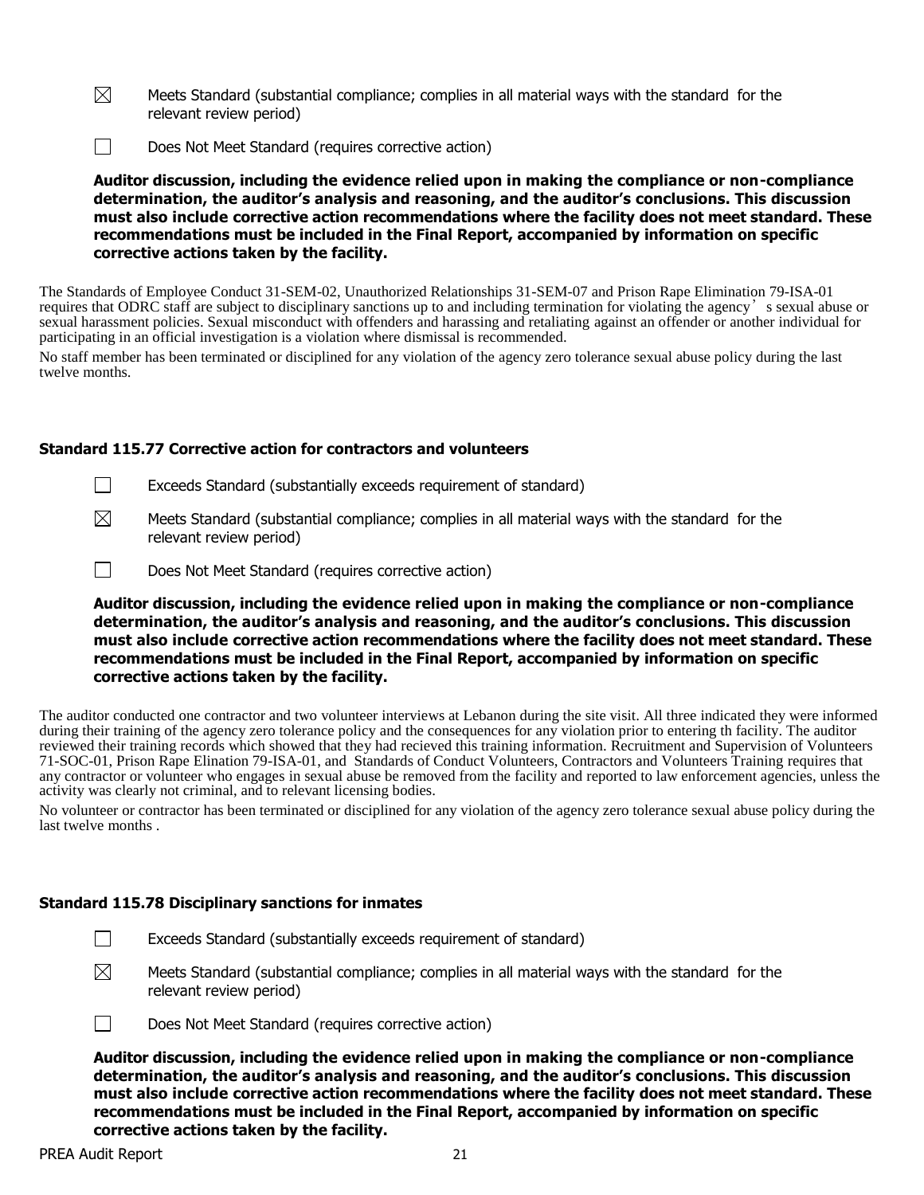☒ Meets Standard (substantial compliance; complies in all material ways with the standard for the relevant review period)

☐ Does Not Meet Standard (requires corrective action)

**Auditor discussion, including the evidence relied upon in making the compliance or non-compliance determination, the auditor's analysis and reasoning, and the auditor's conclusions. This discussion must also include corrective action recommendations where the facility does not meet standard. These recommendations must be included in the Final Report, accompanied by information on specific corrective actions taken by the facility.**

The Standards of Employee Conduct 31-SEM-02, Unauthorized Relationships 31-SEM-07 and Prison Rape Elimination 79-ISA-01 requires that ODRC staff are subject to disciplinary sanctions up to and including termination for violating the agency's sexual abuse or sexual harassment policies. Sexual misconduct with offenders and harassing and retaliating against an offender or another individual for participating in an official investigation is a violation where dismissal is recommended.

No staff member has been terminated or disciplined for any violation of the agency zero tolerance sexual abuse policy during the last twelve months.

### Standard 115.77 Corrective action for contractors and volunteers

☐ Exceeds Standard (substantially exceeds requirement of standard)

☒ Meets Standard (substantial compliance; complies in all material ways with the standard for the relevant review period)

☐ Does Not Meet Standard (requires corrective action)

**Auditor discussion, including the evidence relied upon in making the compliance or non-compliance determination, the auditor's analysis and reasoning, and the auditor's conclusions. This discussion must also include corrective action recommendations where the facility does not meet standard. These recommendations must be included in the Final Report, accompanied by information on specific corrective actions taken by the facility.**

The auditor conducted one contractor and two volunteer interviews at Lebanon during the site visit. All three indicated they were informed during their training of the agency zero tolerance policy and the consequences for any violation prior to entering th facility. The auditor reviewed their training records which showed that they had recieved this training information. Recruitment and Supervision of Volunteers 71-SOC-01, Prison Rape Elination 79-ISA-01, and Standards of Conduct Volunteers, Contractors and Volunteers Training requires that any contractor or volunteer who engages in sexual abuse be removed from the facility and reported to law enforcement agencies, unless the activity was clearly not criminal, and to relevant licensing bodies.

No volunteer or contractor has been terminated or disciplined for any violation of the agency zero tolerance sexual abuse policy during the last twelve months .

### Standard 115.78 Disciplinary sanctions for inmates

☐ Exceeds Standard (substantially exceeds requirement of standard)

☒ Meets Standard (substantial compliance; complies in all material ways with the standard for the relevant review period)

☐ Does Not Meet Standard (requires corrective action)

**Auditor discussion, including the evidence relied upon in making the compliance or non-compliance determination, the auditor's analysis and reasoning, and the auditor's conclusions. This discussion must also include corrective action recommendations where the facility does not meet standard. These recommendations must be included in the Final Report, accompanied by information on specific corrective actions taken by the facility.**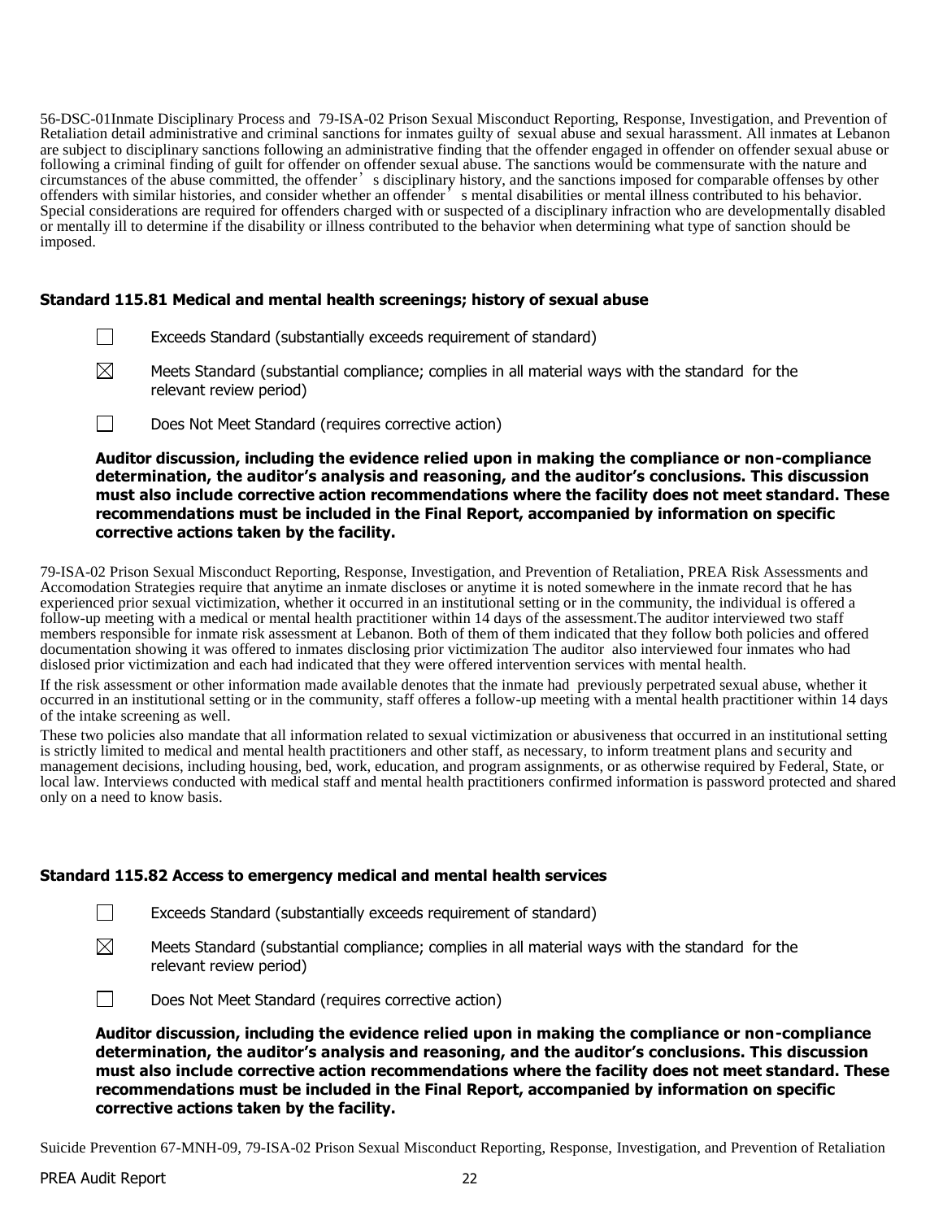56-DSC-01Inmate Disciplinary Process and 79-ISA-02 Prison Sexual Misconduct Reporting, Response, Investigation, and Prevention of Retaliation detail administrative and criminal sanctions for inmates guilty of sexual abuse and sexual harassment. All inmates at Lebanon are subject to disciplinary sanctions following an administrative finding that the offender engaged in offender on offender sexual abuse or following a criminal finding of guilt for offender on offender sexual abuse. The sanctions would be commensurate with the nature and circumstances of the abuse committed, the offender's disciplinary history, and the sanctions imposed for comparable offenses by other offenders with similar histories, and consider whether an offender's mental disabilities or mental illness contributed to his behavior. Special considerations are required for offenders charged with or suspected of a disciplinary infraction who are developmentally disabled or mentally ill to determine if the disability or illness contributed to the behavior when determining what type of sanction should be imposed.

### Standard 115.81 Medical and mental health screenings; history of sexual abuse

☐ Exceeds Standard (substantially exceeds requirement of standard)

☒ Meets Standard (substantial compliance; complies in all material ways with the standard for the relevant review period)

☐ Does Not Meet Standard (requires corrective action)

**Auditor discussion, including the evidence relied upon in making the compliance or non-compliance determination, the auditor's analysis and reasoning, and the auditor's conclusions. This discussion must also include corrective action recommendations where the facility does not meet standard. These recommendations must be included in the Final Report, accompanied by information on specific corrective actions taken by the facility.**

79-ISA-02 Prison Sexual Misconduct Reporting, Response, Investigation, and Prevention of Retaliation, PREA Risk Assessments and Accomodation Strategies require that anytime an inmate discloses or anytime it is noted somewhere in the inmate record that he has experienced prior sexual victimization, whether it occurred in an institutional setting or in the community, the individual is offered a follow-up meeting with a medical or mental health practitioner within 14 days of the assessment.The auditor interviewed two staff members responsible for inmate risk assessment at Lebanon. Both of them of them indicated that they follow both policies and offered documentation showing it was offered to inmates disclosing prior victimization The auditor also interviewed four inmates who had dislosed prior victimization and each had indicated that they were offered intervention services with mental health.

If the risk assessment or other information made available denotes that the inmate had previously perpetrated sexual abuse, whether it occurred in an institutional setting or in the community, staff offeres a follow-up meeting with a mental health practitioner within 14 days of the intake screening as well.

These two policies also mandate that all information related to sexual victimization or abusiveness that occurred in an institutional setting is strictly limited to medical and mental health practitioners and other staff, as necessary, to inform treatment plans and security and management decisions, including housing, bed, work, education, and program assignments, or as otherwise required by Federal, State, or local law. Interviews conducted with medical staff and mental health practitioners confirmed information is password protected and shared only on a need to know basis.

### Standard 115.82 Access to emergency medical and mental health services

☐ Exceeds Standard (substantially exceeds requirement of standard)

☒ Meets Standard (substantial compliance; complies in all material ways with the standard for the relevant review period)

☐ Does Not Meet Standard (requires corrective action)

**Auditor discussion, including the evidence relied upon in making the compliance or non-compliance determination, the auditor's analysis and reasoning, and the auditor's conclusions. This discussion must also include corrective action recommendations where the facility does not meet standard. These recommendations must be included in the Final Report, accompanied by information on specific corrective actions taken by the facility.**

Suicide Prevention 67-MNH-09, 79-ISA-02 Prison Sexual Misconduct Reporting, Response, Investigation, and Prevention of Retaliation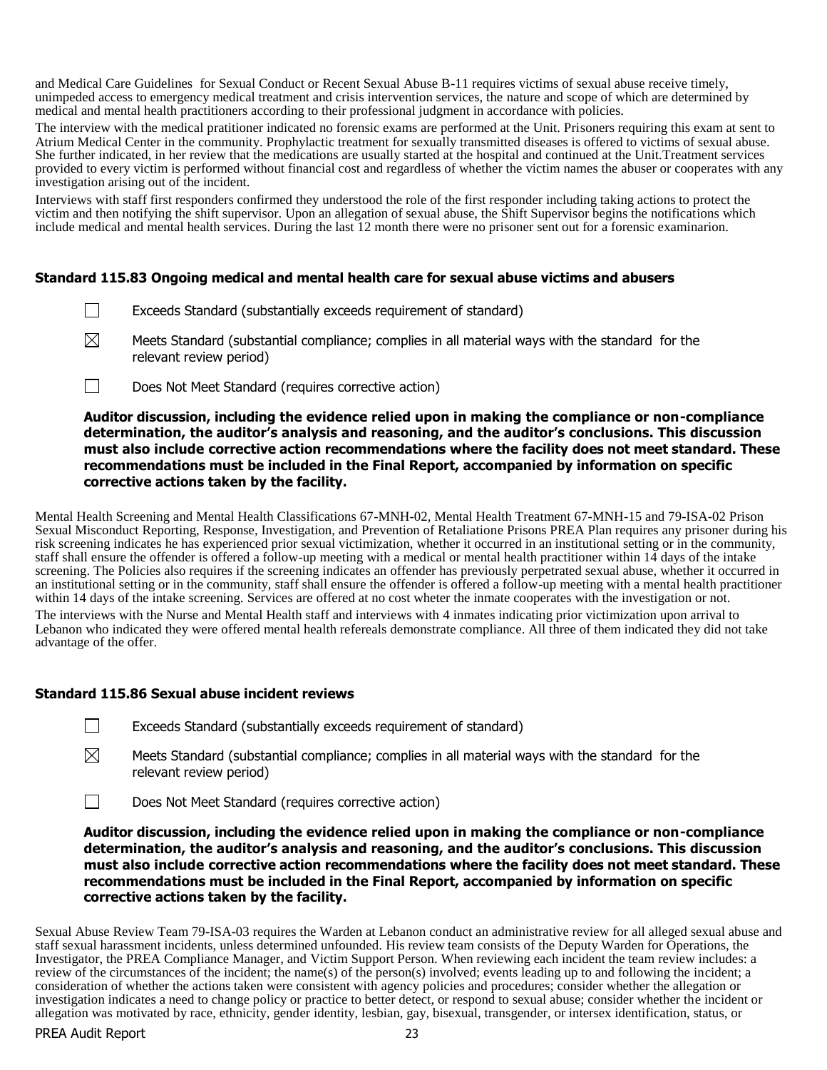and Medical Care Guidelines for Sexual Conduct or Recent Sexual Abuse B-11 requires victims of sexual abuse receive timely, unimpeded access to emergency medical treatment and crisis intervention services, the nature and scope of which are determined by medical and mental health practitioners according to their professional judgment in accordance with policies.

The interview with the medical pratitioner indicated no forensic exams are performed at the Unit. Prisoners requiring this exam at sent to Atrium Medical Center in the community. Prophylactic treatment for sexually transmitted diseases is offered to victims of sexual abuse. She further indicated, in her review that the medications are usually started at the hospital and continued at the Unit.Treatment services provided to every victim is performed without financial cost and regardless of whether the victim names the abuser or cooperates with any investigation arising out of the incident.

Interviews with staff first responders confirmed they understood the role of the first responder including taking actions to protect the victim and then notifying the shift supervisor. Upon an allegation of sexual abuse, the Shift Supervisor begins the notifications which include medical and mental health services. During the last 12 month there were no prisoner sent out for a forensic examinarion.

### Standard 115.83 Ongoing medical and mental health care for sexual abuse victims and abusers

☐ Exceeds Standard (substantially exceeds requirement of standard)

☒ Meets Standard (substantial compliance; complies in all material ways with the standard for the relevant review period)

☐ Does Not Meet Standard (requires corrective action)

**Auditor discussion, including the evidence relied upon in making the compliance or non-compliance determination, the auditor's analysis and reasoning, and the auditor's conclusions. This discussion must also include corrective action recommendations where the facility does not meet standard. These recommendations must be included in the Final Report, accompanied by information on specific corrective actions taken by the facility.**

Mental Health Screening and Mental Health Classifications 67-MNH-02, Mental Health Treatment 67-MNH-15 and 79-ISA-02 Prison Sexual Misconduct Reporting, Response, Investigation, and Prevention of Retaliatione Prisons PREA Plan requires any prisoner during his risk screening indicates he has experienced prior sexual victimization, whether it occurred in an institutional setting or in the community, staff shall ensure the offender is offered a follow-up meeting with a medical or mental health practitioner within 14 days of the intake screening. The Policies also requires if the screening indicates an offender has previously perpetrated sexual abuse, whether it occurred in an institutional setting or in the community, staff shall ensure the offender is offered a follow-up meeting with a mental health practitioner within 14 days of the intake screening. Services are offered at no cost wheter the inmate cooperates with the investigation or not.

The interviews with the Nurse and Mental Health staff and interviews with 4 inmates indicating prior victimization upon arrival to Lebanon who indicated they were offered mental health refereals demonstrate compliance. All three of them indicated they did not take advantage of the offer.

### Standard 115.86 Sexual abuse incident reviews

☐ Exceeds Standard (substantially exceeds requirement of standard)

☒ Meets Standard (substantial compliance; complies in all material ways with the standard for the relevant review period)

☐ Does Not Meet Standard (requires corrective action)

**Auditor discussion, including the evidence relied upon in making the compliance or non-compliance determination, the auditor's analysis and reasoning, and the auditor's conclusions. This discussion must also include corrective action recommendations where the facility does not meet standard. These recommendations must be included in the Final Report, accompanied by information on specific corrective actions taken by the facility.**

Sexual Abuse Review Team 79-ISA-03 requires the Warden at Lebanon conduct an administrative review for all alleged sexual abuse and staff sexual harassment incidents, unless determined unfounded. His review team consists of the Deputy Warden for Operations, the Investigator, the PREA Compliance Manager, and Victim Support Person. When reviewing each incident the team review includes: a review of the circumstances of the incident; the name(s) of the person(s) involved; events leading up to and following the incident; a consideration of whether the actions taken were consistent with agency policies and procedures; consider whether the allegation or investigation indicates a need to change policy or practice to better detect, or respond to sexual abuse; consider whether the incident or allegation was motivated by race, ethnicity, gender identity, lesbian, gay, bisexual, transgender, or intersex identification, status, or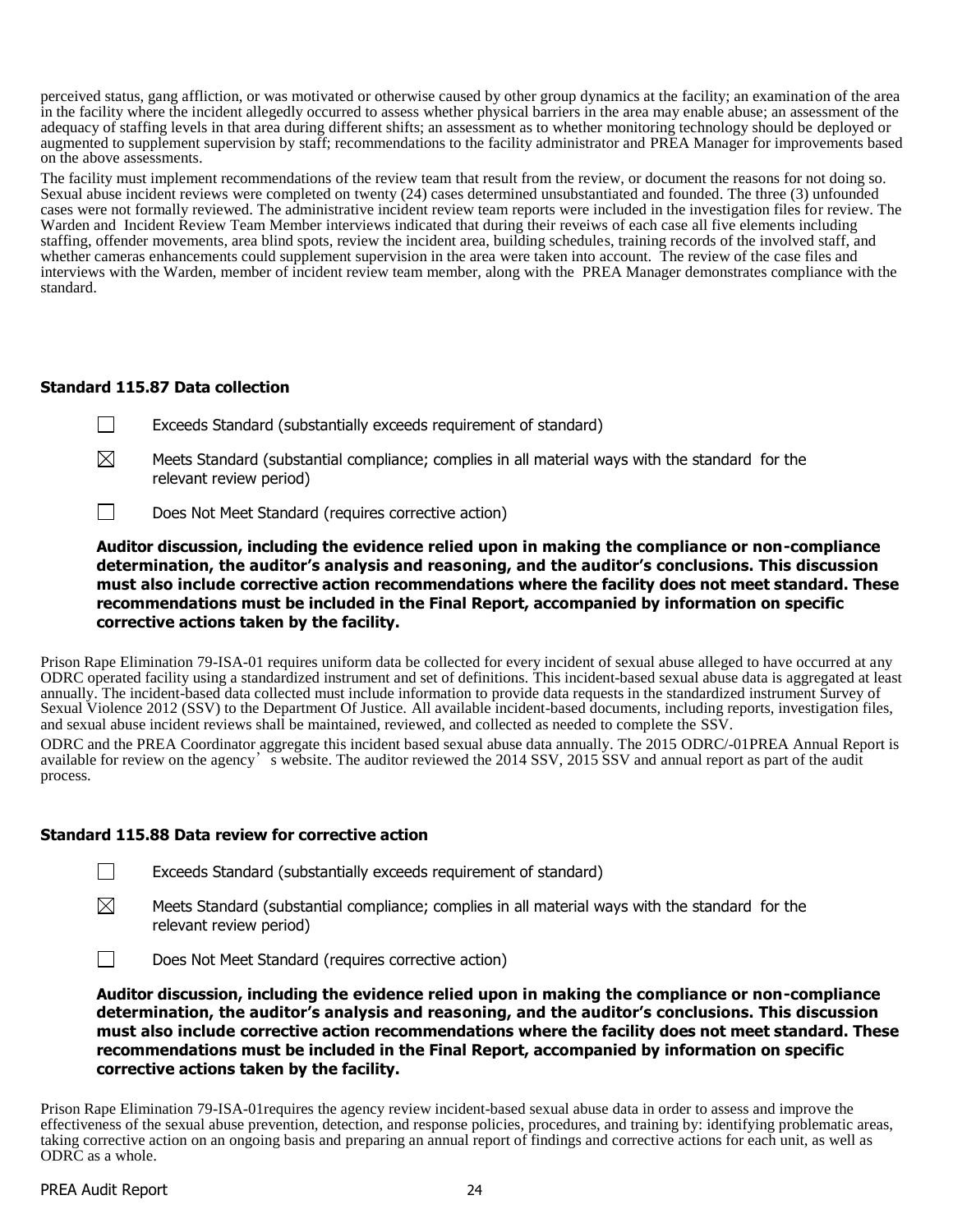perceived status, gang affliction, or was motivated or otherwise caused by other group dynamics at the facility; an examination of the area in the facility where the incident allegedly occurred to assess whether physical barriers in the area may enable abuse; an assessment of the adequacy of staffing levels in that area during different shifts; an assessment as to whether monitoring technology should be deployed or augmented to supplement supervision by staff; recommendations to the facility administrator and PREA Manager for improvements based on the above assessments.

The facility must implement recommendations of the review team that result from the review, or document the reasons for not doing so. Sexual abuse incident reviews were completed on twenty (24) cases determined unsubstantiated and founded. The three (3) unfounded cases were not formally reviewed. The administrative incident review team reports were included in the investigation files for review. The Warden and Incident Review Team Member interviews indicated that during their reveiws of each case all five elements including staffing, offender movements, area blind spots, review the incident area, building schedules, training records of the involved staff, and whether cameras enhancements could supplement supervision in the area were taken into account. The review of the case files and interviews with the Warden, member of incident review team member, along with the PREA Manager demonstrates compliance with the standard.

### Standard 115.87 Data collection

☐ Exceeds Standard (substantially exceeds requirement of standard)

☒ Meets Standard (substantial compliance; complies in all material ways with the standard for the relevant review period)

☐ Does Not Meet Standard (requires corrective action)

**Auditor discussion, including the evidence relied upon in making the compliance or non-compliance determination, the auditor's analysis and reasoning, and the auditor's conclusions. This discussion must also include corrective action recommendations where the facility does not meet standard. These recommendations must be included in the Final Report, accompanied by information on specific corrective actions taken by the facility.**

Prison Rape Elimination 79-ISA-01 requires uniform data be collected for every incident of sexual abuse alleged to have occurred at any ODRC operated facility using a standardized instrument and set of definitions. This incident-based sexual abuse data is aggregated at least annually. The incident-based data collected must include information to provide data requests in the standardized instrument Survey of Sexual Violence 2012 (SSV) to the Department Of Justice. All available incident-based documents, including reports, investigation files, and sexual abuse incident reviews shall be maintained, reviewed, and collected as needed to complete the SSV.

ODRC and the PREA Coordinator aggregate this incident based sexual abuse data annually. The 2015 ODRC/-01PREA Annual Report is available for review on the agency's website. The auditor reviewed the 2014 SSV, 2015 SSV and annual report as part of the audit process.

### Standard 115.88 Data review for corrective action

☐ Exceeds Standard (substantially exceeds requirement of standard)

☒ Meets Standard (substantial compliance; complies in all material ways with the standard for the relevant review period)

☐ Does Not Meet Standard (requires corrective action)

**Auditor discussion, including the evidence relied upon in making the compliance or non-compliance determination, the auditor's analysis and reasoning, and the auditor's conclusions. This discussion must also include corrective action recommendations where the facility does not meet standard. These recommendations must be included in the Final Report, accompanied by information on specific corrective actions taken by the facility.**

Prison Rape Elimination 79-ISA-01requires the agency review incident-based sexual abuse data in order to assess and improve the effectiveness of the sexual abuse prevention, detection, and response policies, procedures, and training by: identifying problematic areas, taking corrective action on an ongoing basis and preparing an annual report of findings and corrective actions for each unit, as well as ODRC as a whole.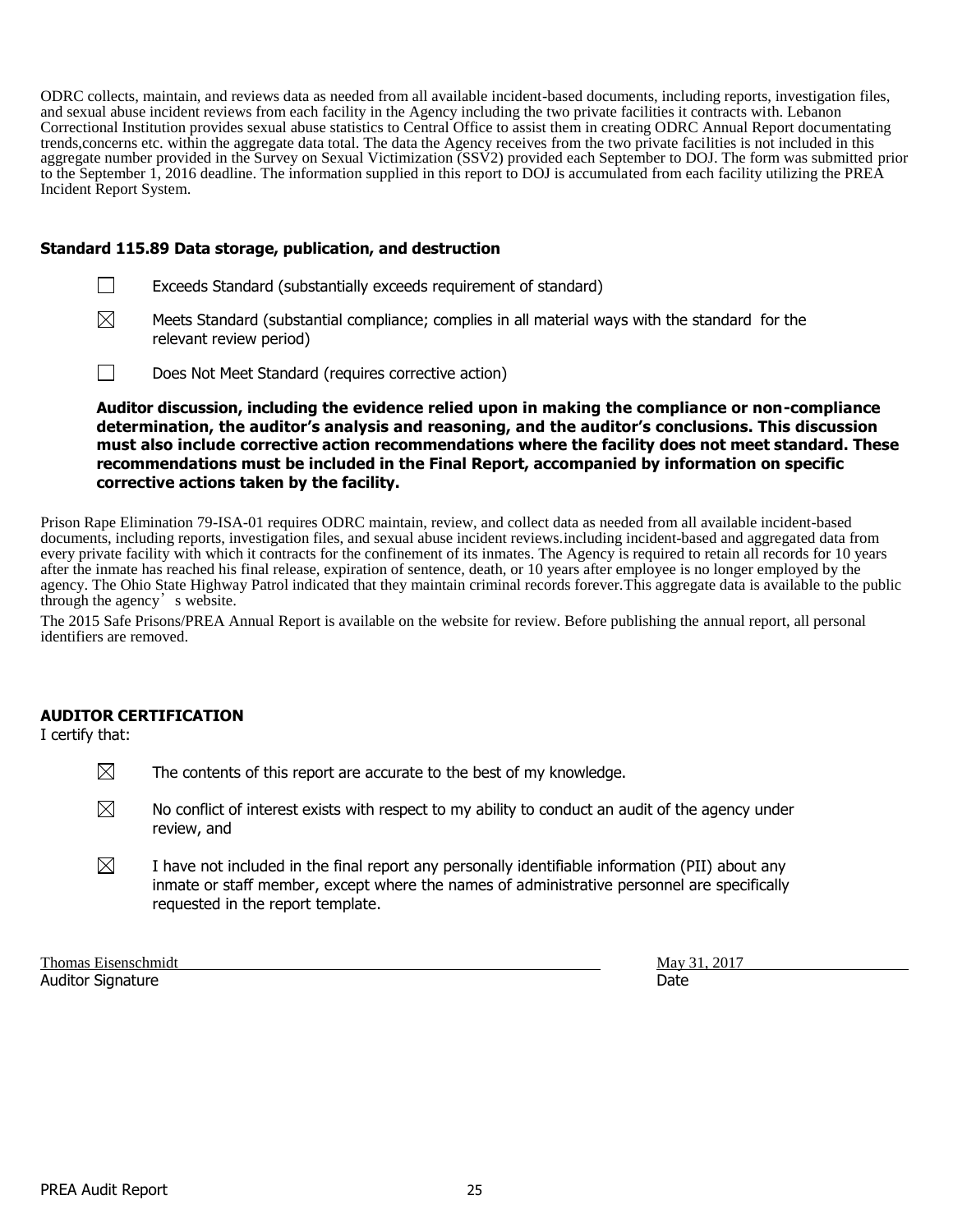ODRC collects, maintain, and reviews data as needed from all available incident-based documents, including reports, investigation files, and sexual abuse incident reviews from each facility in the Agency including the two private facilities it contracts with. Lebanon Correctional Institution provides sexual abuse statistics to Central Office to assist them in creating ODRC Annual Report documentating trends,concerns etc. within the aggregate data total. The data the Agency receives from the two private facilities is not included in this aggregate number provided in the Survey on Sexual Victimization (SSV2) provided each September to DOJ. The form was submitted prior to the September 1, 2016 deadline. The information supplied in this report to DOJ is accumulated from each facility utilizing the PREA Incident Report System.

### Standard 115.89 Data storage, publication, and destruction

☐ Exceeds Standard (substantially exceeds requirement of standard)

☒ Meets Standard (substantial compliance; complies in all material ways with the standard for the relevant review period)

☐ Does Not Meet Standard (requires corrective action)

**Auditor discussion, including the evidence relied upon in making the compliance or non-compliance determination, the auditor's analysis and reasoning, and the auditor's conclusions. This discussion must also include corrective action recommendations where the facility does not meet standard. These recommendations must be included in the Final Report, accompanied by information on specific corrective actions taken by the facility.**

Prison Rape Elimination 79-ISA-01 requires ODRC maintain, review, and collect data as needed from all available incident-based documents, including reports, investigation files, and sexual abuse incident reviews.including incident-based and aggregated data from every private facility with which it contracts for the confinement of its inmates. The Agency is required to retain all records for 10 years after the inmate has reached his final release, expiration of sentence, death, or 10 years after employee is no longer employed by the agency. The Ohio State Highway Patrol indicated that they maintain criminal records forever.This aggregate data is available to the public through the agency's website.

The 2015 Safe Prisons/PREA Annual Report is available on the website for review. Before publishing the annual report, all personal identifiers are removed.

### AUDITOR CERTIFICATION

I certify that:

☒ The contents of this report are accurate to the best of my knowledge.

☒ No conflict of interest exists with respect to my ability to conduct an audit of the agency under review, and

☒ I have not included in the final report any personally identifiable information (PII) about any inmate or staff member, except where the names of administrative personnel are specifically requested in the report template.

Thomas Eisenschmidt — May 31, 2017

Auditor Signature — Date